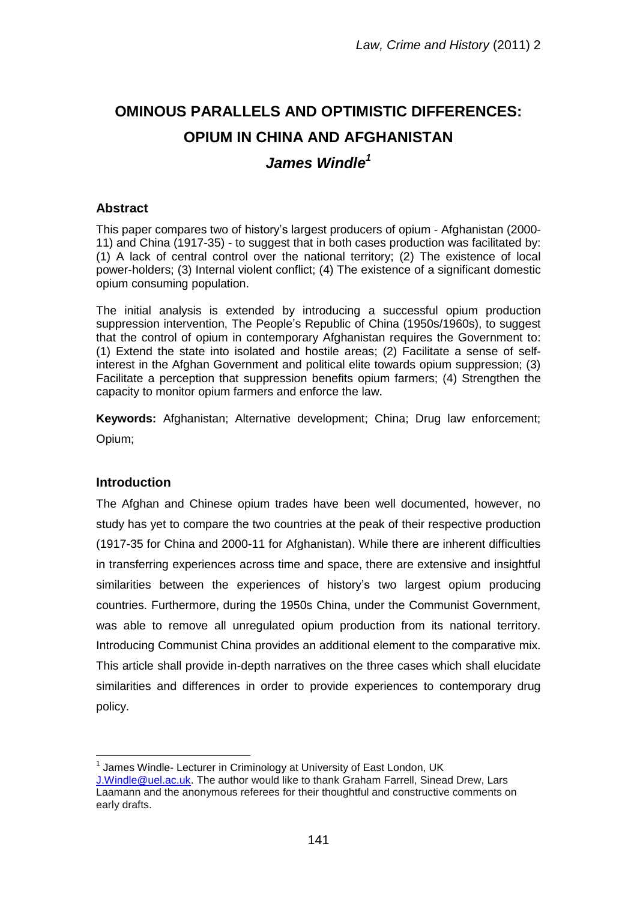# OMINOUS PARALLELS AND OPTIMISTIC DIFFERENCES: OPIUM IN CHINA AND AFGHANISTAN

## *James Windle*[1]

### Abstract

This paper compares two of history's largest producers of opium - Afghanistan (2000-11) and China (1917-35) - to suggest that in both cases production was facilitated by: (1) A lack of central control over the national territory; (2) The existence of local power-holders; (3) Internal violent conflict; (4) The existence of a significant domestic opium consuming population.

The initial analysis is extended by introducing a successful opium production suppression intervention, The People's Republic of China (1950s/1960s), to suggest that the control of opium in contemporary Afghanistan requires the Government to: (1) Extend the state into isolated and hostile areas; (2) Facilitate a sense of self-interest in the Afghan Government and political elite towards opium suppression; (3) Facilitate a perception that suppression benefits opium farmers; (4) Strengthen the capacity to monitor opium farmers and enforce the law.

**Keywords:** Afghanistan; Alternative development; China; Drug law enforcement; Opium;

### Introduction

The Afghan and Chinese opium trades have been well documented, however, no study has yet to compare the two countries at the peak of their respective production (1917-35 for China and 2000-11 for Afghanistan). While there are inherent difficulties in transferring experiences across time and space, there are extensive and insightful similarities between the experiences of history's two largest opium producing countries. Furthermore, during the 1950s China, under the Communist Government, was able to remove all unregulated opium production from its national territory. Introducing Communist China provides an additional element to the comparative mix. This article shall provide in-depth narratives on the three cases which shall elucidate similarities and differences in order to provide experiences to contemporary drug policy.

---

[1] James Windle- Lecturer in Criminology at University of East London, UK J.Windle@uel.ac.uk. The author would like to thank Graham Farrell, Sinead Drew, Lars Laamann and the anonymous referees for their thoughtful and constructive comments on early drafts.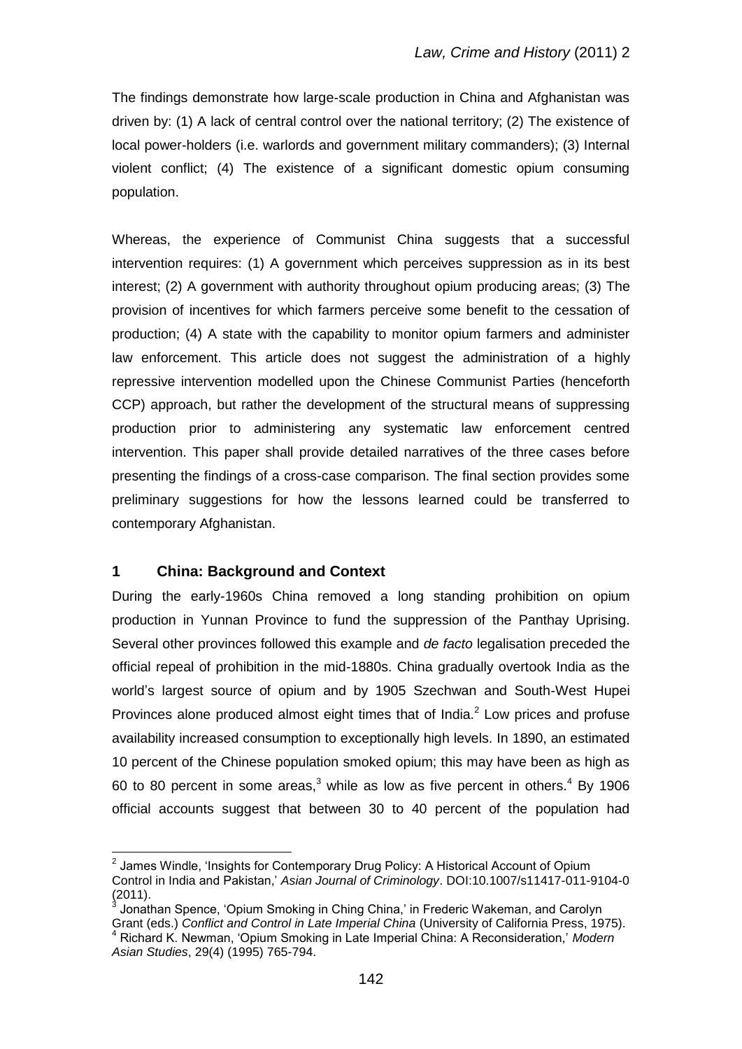The findings demonstrate how large-scale production in China and Afghanistan was driven by: (1) A lack of central control over the national territory; (2) The existence of local power-holders (i.e. warlords and government military commanders); (3) Internal violent conflict; (4) The existence of a significant domestic opium consuming population.

Whereas, the experience of Communist China suggests that a successful intervention requires: (1) A government which perceives suppression as in its best interest; (2) A government with authority throughout opium producing areas; (3) The provision of incentives for which farmers perceive some benefit to the cessation of production; (4) A state with the capability to monitor opium farmers and administer law enforcement. This article does not suggest the administration of a highly repressive intervention modelled upon the Chinese Communist Parties (henceforth CCP) approach, but rather the development of the structural means of suppressing production prior to administering any systematic law enforcement centred intervention. This paper shall provide detailed narratives of the three cases before presenting the findings of a cross-case comparison. The final section provides some preliminary suggestions for how the lessons learned could be transferred to contemporary Afghanistan.

## 1 China: Background and Context

During the early-1960s China removed a long standing prohibition on opium production in Yunnan Province to fund the suppression of the Panthay Uprising. Several other provinces followed this example and *de facto* legalisation preceded the official repeal of prohibition in the mid-1880s. China gradually overtook India as the world's largest source of opium and by 1905 Szechwan and South-West Hupei Provinces alone produced almost eight times that of India.[2] Low prices and profuse availability increased consumption to exceptionally high levels. In 1890, an estimated 10 percent of the Chinese population smoked opium; this may have been as high as 60 to 80 percent in some areas,[3] while as low as five percent in others.[4] By 1906 official accounts suggest that between 30 to 40 percent of the population had

---

[2] James Windle, 'Insights for Contemporary Drug Policy: A Historical Account of Opium Control in India and Pakistan,' *Asian Journal of Criminology*. DOI:10.1007/s11417-011-9104-0 (2011).

[3] Jonathan Spence, 'Opium Smoking in Ching China,' in Frederic Wakeman, and Carolyn Grant (eds.) *Conflict and Control in Late Imperial China* (University of California Press, 1975).

[4] Richard K. Newman, 'Opium Smoking in Late Imperial China: A Reconsideration,' *Modern Asian Studies*, 29(4) (1995) 765-794.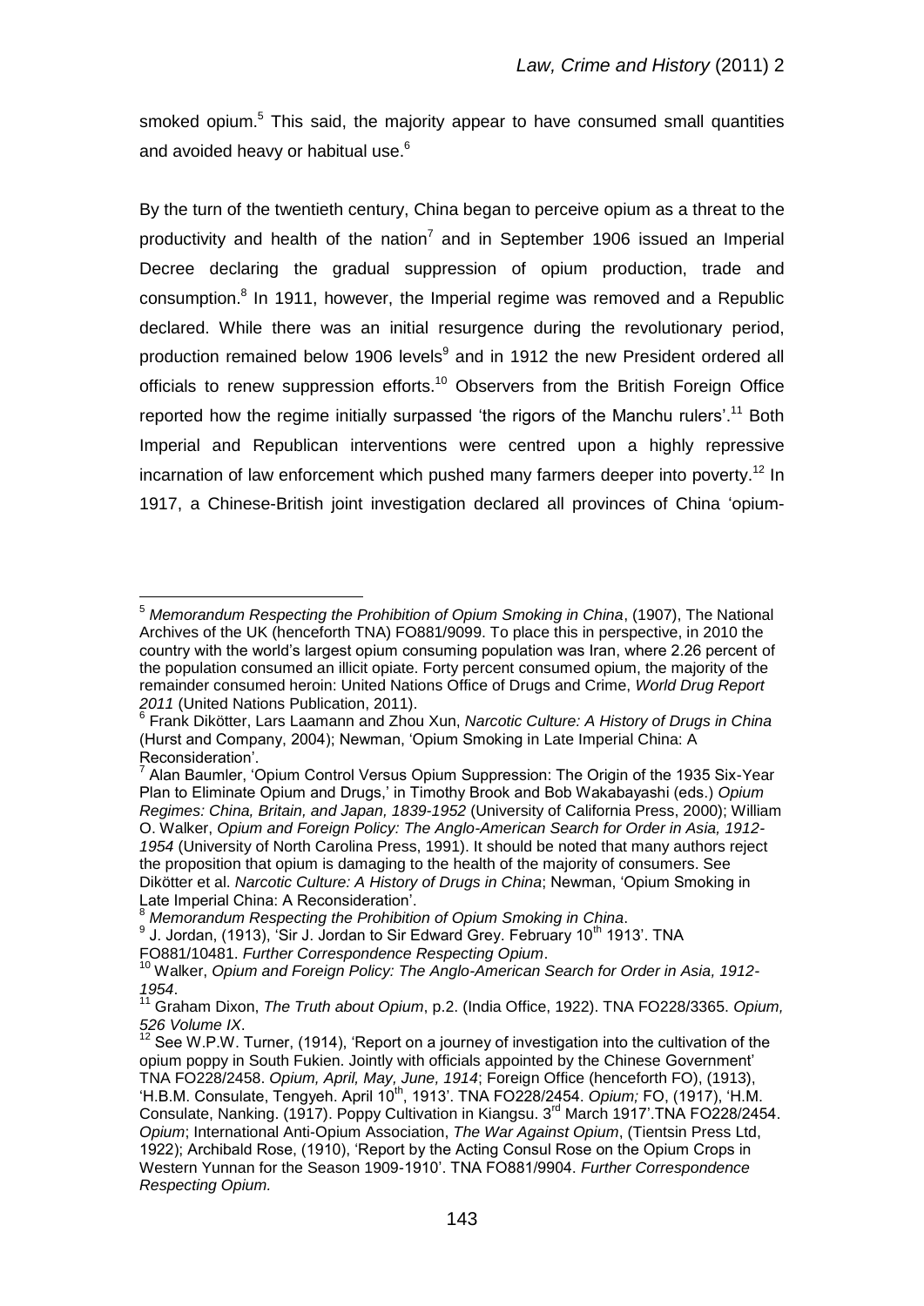smoked opium.[5] This said, the majority appear to have consumed small quantities and avoided heavy or habitual use.[6]

By the turn of the twentieth century, China began to perceive opium as a threat to the productivity and health of the nation[7] and in September 1906 issued an Imperial Decree declaring the gradual suppression of opium production, trade and consumption.[8] In 1911, however, the Imperial regime was removed and a Republic declared. While there was an initial resurgence during the revolutionary period, production remained below 1906 levels[9] and in 1912 the new President ordered all officials to renew suppression efforts.[10] Observers from the British Foreign Office reported how the regime initially surpassed 'the rigors of the Manchu rulers'.[11] Both Imperial and Republican interventions were centred upon a highly repressive incarnation of law enforcement which pushed many farmers deeper into poverty.[12] In 1917, a Chinese-British joint investigation declared all provinces of China 'opium-

---

[5] *Memorandum Respecting the Prohibition of Opium Smoking in China*, (1907), The National Archives of the UK (henceforth TNA) FO881/9099. To place this in perspective, in 2010 the country with the world's largest opium consuming population was Iran, where 2.26 percent of the population consumed an illicit opiate. Forty percent consumed opium, the majority of the remainder consumed heroin: United Nations Office of Drugs and Crime, *World Drug Report 2011* (United Nations Publication, 2011).

[6] Frank Dikötter, Lars Laamann and Zhou Xun, *Narcotic Culture: A History of Drugs in China* (Hurst and Company, 2004); Newman, 'Opium Smoking in Late Imperial China: A Reconsideration'.

[7] Alan Baumler, 'Opium Control Versus Opium Suppression: The Origin of the 1935 Six-Year Plan to Eliminate Opium and Drugs,' in Timothy Brook and Bob Wakabayashi (eds.) *Opium Regimes: China, Britain, and Japan, 1839-1952* (University of California Press, 2000); William O. Walker, *Opium and Foreign Policy: The Anglo-American Search for Order in Asia, 1912-1954* (University of North Carolina Press, 1991). It should be noted that many authors reject the proposition that opium is damaging to the health of the majority of consumers. See Dikötter et al. *Narcotic Culture: A History of Drugs in China*; Newman, 'Opium Smoking in Late Imperial China: A Reconsideration'.

[8] *Memorandum Respecting the Prohibition of Opium Smoking in China*.

[9] J. Jordan, (1913), 'Sir J. Jordan to Sir Edward Grey. February 10th 1913'. TNA FO881/10481. *Further Correspondence Respecting Opium*.

[10] Walker, *Opium and Foreign Policy: The Anglo-American Search for Order in Asia, 1912-1954*.

[11] Graham Dixon, *The Truth about Opium*, p.2. (India Office, 1922). TNA FO228/3365. *Opium, 526 Volume IX*.

[12] See W.P.W. Turner, (1914), 'Report on a journey of investigation into the cultivation of the opium poppy in South Fukien. Jointly with officials appointed by the Chinese Government' TNA FO228/2458. *Opium, April, May, June, 1914*; Foreign Office (henceforth FO), (1913), 'H.B.M. Consulate, Tengyeh. April 10th, 1913'. TNA FO228/2454. *Opium;* FO, (1917), 'H.M. Consulate, Nanking. (1917). Poppy Cultivation in Kiangsu. 3rd March 1917'.TNA FO228/2454. *Opium*; International Anti-Opium Association, *The War Against Opium*, (Tientsin Press Ltd, 1922); Archibald Rose, (1910), 'Report by the Acting Consul Rose on the Opium Crops in Western Yunnan for the Season 1909-1910'. TNA FO881/9904. *Further Correspondence Respecting Opium.*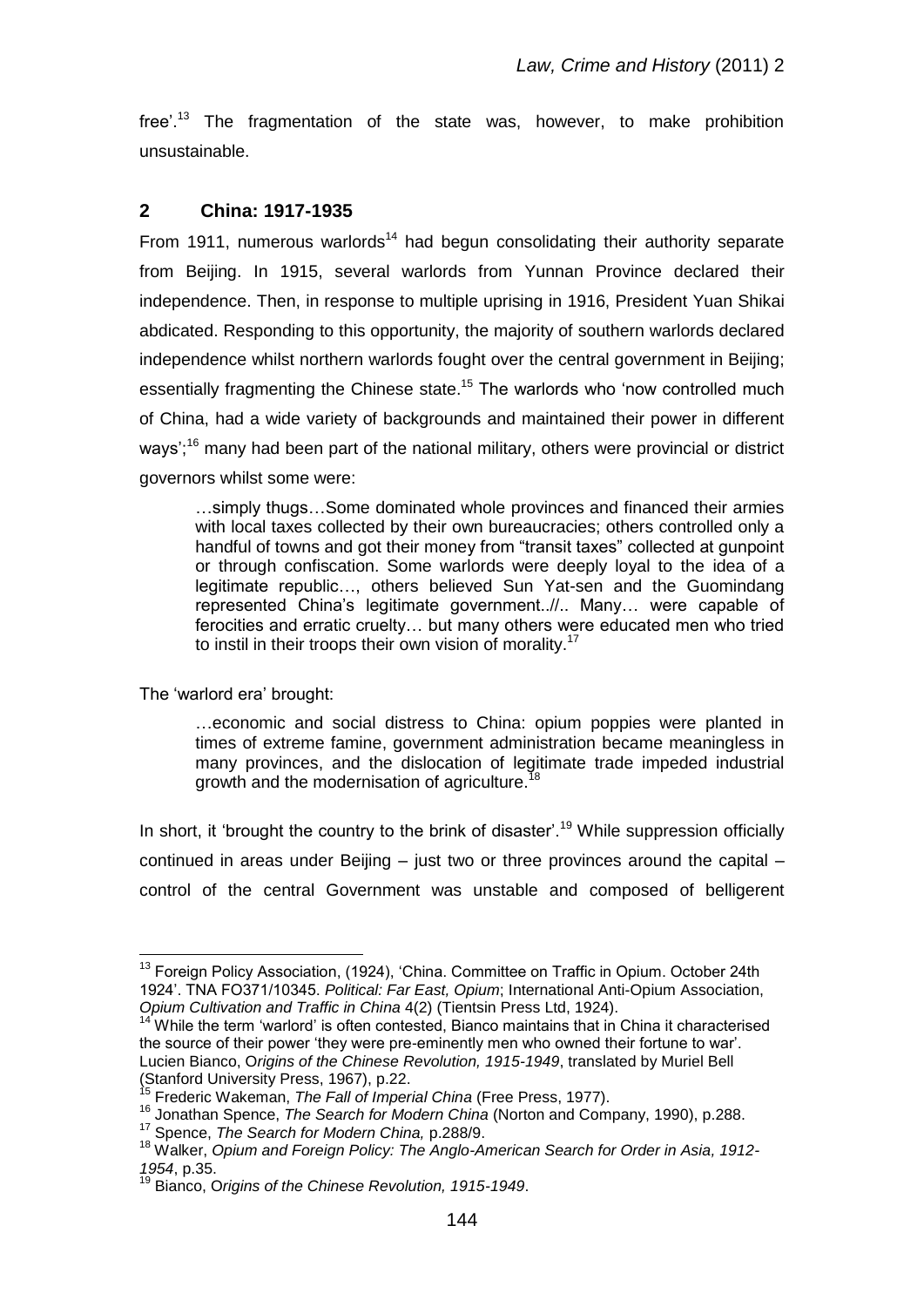free'.[13] The fragmentation of the state was, however, to make prohibition unsustainable.

## 2 China: 1917-1935

From 1911, numerous warlords[14] had begun consolidating their authority separate from Beijing. In 1915, several warlords from Yunnan Province declared their independence. Then, in response to multiple uprising in 1916, President Yuan Shikai abdicated. Responding to this opportunity, the majority of southern warlords declared independence whilst northern warlords fought over the central government in Beijing; essentially fragmenting the Chinese state.[15] The warlords who 'now controlled much of China, had a wide variety of backgrounds and maintained their power in different ways';[16] many had been part of the national military, others were provincial or district governors whilst some were:

> …simply thugs…Some dominated whole provinces and financed their armies with local taxes collected by their own bureaucracies; others controlled only a handful of towns and got their money from "transit taxes" collected at gunpoint or through confiscation. Some warlords were deeply loyal to the idea of a legitimate republic…, others believed Sun Yat-sen and the Guomindang represented China's legitimate government..//.. Many… were capable of ferocities and erratic cruelty… but many others were educated men who tried to instil in their troops their own vision of morality.[17]

The 'warlord era' brought:

> …economic and social distress to China: opium poppies were planted in times of extreme famine, government administration became meaningless in many provinces, and the dislocation of legitimate trade impeded industrial growth and the modernisation of agriculture.[18]

In short, it 'brought the country to the brink of disaster'.[19] While suppression officially continued in areas under Beijing – just two or three provinces around the capital – control of the central Government was unstable and composed of belligerent

---

[13] Foreign Policy Association, (1924), 'China. Committee on Traffic in Opium. October 24th 1924'. TNA FO371/10345. *Political: Far East, Opium*; International Anti-Opium Association, *Opium Cultivation and Traffic in China* 4(2) (Tientsin Press Ltd, 1924).

[14] While the term 'warlord' is often contested, Bianco maintains that in China it characterised the source of their power 'they were pre-eminently men who owned their fortune to war'. Lucien Bianco, O*rigins of the Chinese Revolution, 1915-1949*, translated by Muriel Bell (Stanford University Press, 1967), p.22.

[15] Frederic Wakeman, *The Fall of Imperial China* (Free Press, 1977).

[16] Jonathan Spence, *The Search for Modern China* (Norton and Company, 1990), p.288.

[17] Spence, *The Search for Modern China,* p.288/9.

[18] Walker, *Opium and Foreign Policy: The Anglo-American Search for Order in Asia, 1912-1954*, p.35.

[19] Bianco, O*rigins of the Chinese Revolution, 1915-1949*.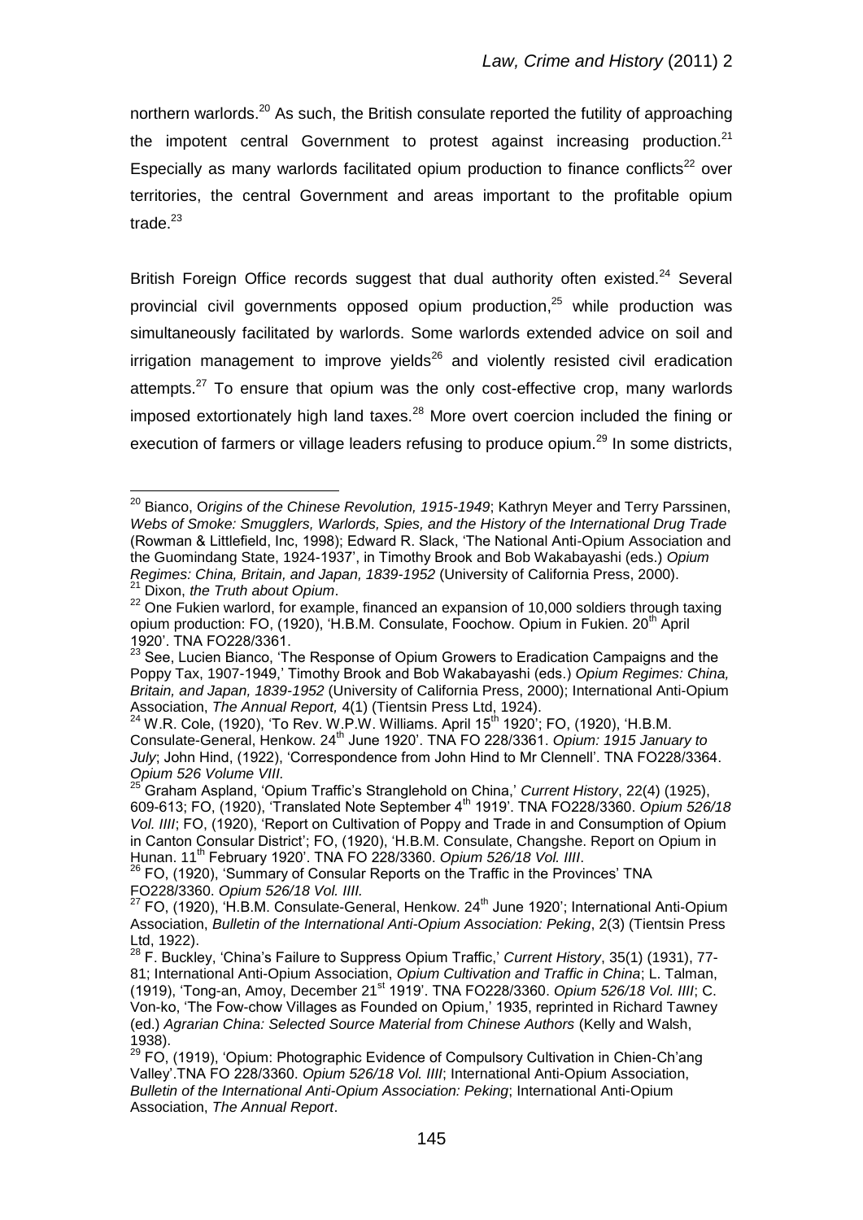northern warlords.[20] As such, the British consulate reported the futility of approaching the impotent central Government to protest against increasing production.[21] Especially as many warlords facilitated opium production to finance conflicts[22] over territories, the central Government and areas important to the profitable opium trade.[23]

British Foreign Office records suggest that dual authority often existed.[24] Several provincial civil governments opposed opium production,[25] while production was simultaneously facilitated by warlords. Some warlords extended advice on soil and irrigation management to improve yields[26] and violently resisted civil eradication attempts.[27] To ensure that opium was the only cost-effective crop, many warlords imposed extortionately high land taxes.[28] More overt coercion included the fining or execution of farmers or village leaders refusing to produce opium.[29] In some districts,

---

[20] Bianco, *Origins of the Chinese Revolution, 1915-1949*; Kathryn Meyer and Terry Parssinen, *Webs of Smoke: Smugglers, Warlords, Spies, and the History of the International Drug Trade* (Rowman & Littlefield, Inc, 1998); Edward R. Slack, 'The National Anti-Opium Association and the Guomindang State, 1924-1937', in Timothy Brook and Bob Wakabayashi (eds.) *Opium Regimes: China, Britain, and Japan, 1839-1952* (University of California Press, 2000).

[21] Dixon, *the Truth about Opium*.

[22] One Fukien warlord, for example, financed an expansion of 10,000 soldiers through taxing opium production: FO, (1920), 'H.B.M. Consulate, Foochow. Opium in Fukien. 20th April 1920'. TNA FO228/3361.

[23] See, Lucien Bianco, 'The Response of Opium Growers to Eradication Campaigns and the Poppy Tax, 1907-1949,' Timothy Brook and Bob Wakabayashi (eds.) *Opium Regimes: China, Britain, and Japan, 1839-1952* (University of California Press, 2000); International Anti-Opium Association, *The Annual Report,* 4(1) (Tientsin Press Ltd, 1924).

[24] W.R. Cole, (1920), 'To Rev. W.P.W. Williams. April 15th 1920'; FO, (1920), 'H.B.M. Consulate-General, Henkow. 24th June 1920'. TNA FO 228/3361. *Opium: 1915 January to July*; John Hind, (1922), 'Correspondence from John Hind to Mr Clennell'. TNA FO228/3364. *Opium 526 Volume VIII.*

[25] Graham Aspland, 'Opium Traffic's Stranglehold on China,' *Current History*, 22(4) (1925), 609-613; FO, (1920), 'Translated Note September 4th 1919'. TNA FO228/3360. *Opium 526/18 Vol. IIII*; FO, (1920), 'Report on Cultivation of Poppy and Trade in and Consumption of Opium in Canton Consular District'; FO, (1920), 'H.B.M. Consulate, Changshe. Report on Opium in Hunan. 11th February 1920'. TNA FO 228/3360. *Opium 526/18 Vol. IIII*.

[26] FO, (1920), 'Summary of Consular Reports on the Traffic in the Provinces' TNA FO228/3360. *Opium 526/18 Vol. IIII.*

[27] FO, (1920), 'H.B.M. Consulate-General, Henkow. 24th June 1920'; International Anti-Opium Association, *Bulletin of the International Anti-Opium Association: Peking*, 2(3) (Tientsin Press Ltd, 1922).

[28] F. Buckley, 'China's Failure to Suppress Opium Traffic,' *Current History*, 35(1) (1931), 77-81; International Anti-Opium Association, *Opium Cultivation and Traffic in China*; L. Talman, (1919), 'Tong-an, Amoy, December 21st 1919'. TNA FO228/3360. *Opium 526/18 Vol. IIII*; C. Von-ko, 'The Fow-chow Villages as Founded on Opium,' 1935, reprinted in Richard Tawney (ed.) *Agrarian China: Selected Source Material from Chinese Authors* (Kelly and Walsh, 1938).

[29] FO, (1919), 'Opium: Photographic Evidence of Compulsory Cultivation in Chien-Ch'ang Valley'.TNA FO 228/3360. *Opium 526/18 Vol. IIII*; International Anti-Opium Association, *Bulletin of the International Anti-Opium Association: Peking*; International Anti-Opium Association, *The Annual Report*.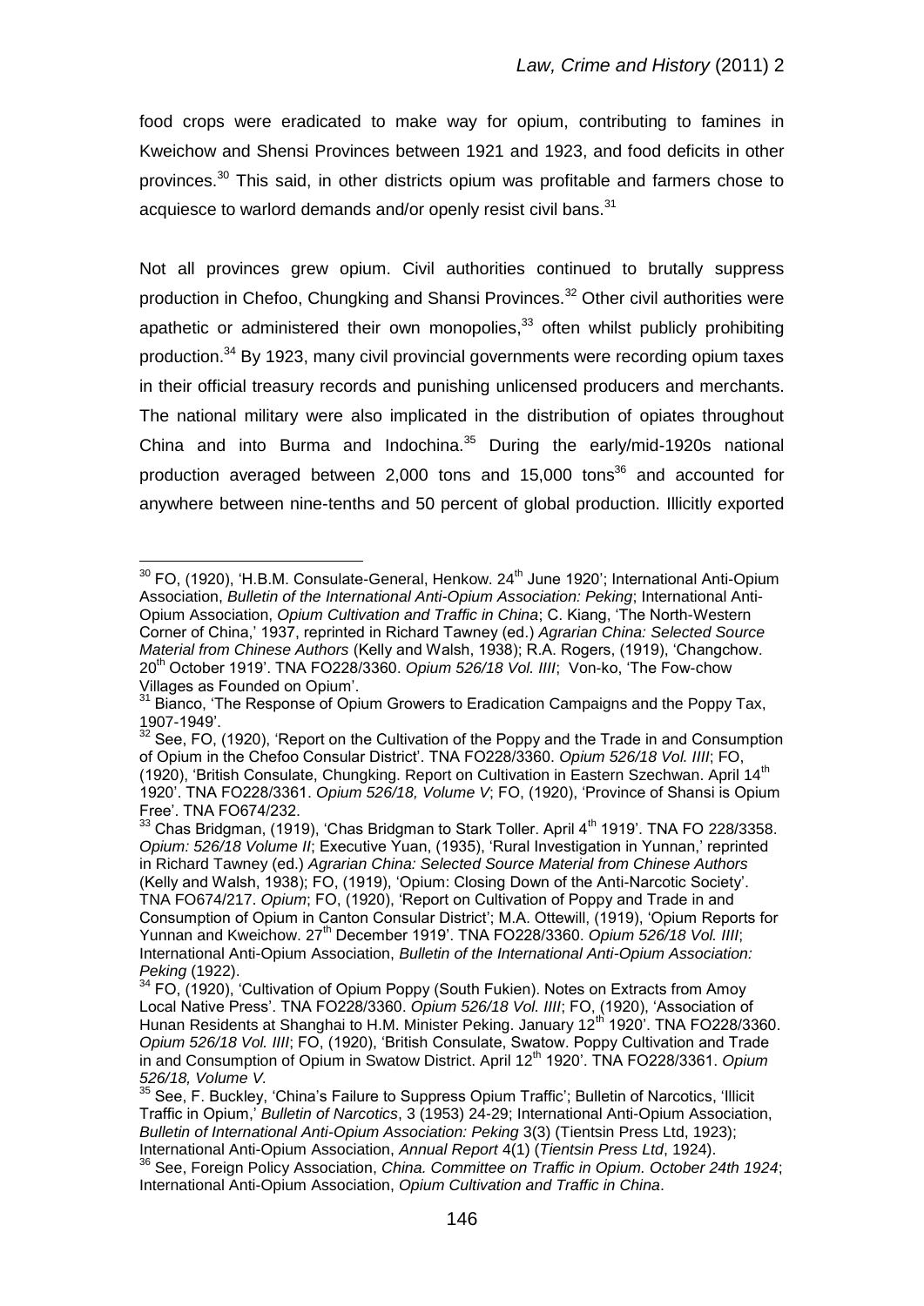food crops were eradicated to make way for opium, contributing to famines in Kweichow and Shensi Provinces between 1921 and 1923, and food deficits in other provinces.[30] This said, in other districts opium was profitable and farmers chose to acquiesce to warlord demands and/or openly resist civil bans.[31]

Not all provinces grew opium. Civil authorities continued to brutally suppress production in Chefoo, Chungking and Shansi Provinces.[32] Other civil authorities were apathetic or administered their own monopolies,[33] often whilst publicly prohibiting production.[34] By 1923, many civil provincial governments were recording opium taxes in their official treasury records and punishing unlicensed producers and merchants. The national military were also implicated in the distribution of opiates throughout China and into Burma and Indochina.[35] During the early/mid-1920s national production averaged between 2,000 tons and 15,000 tons[36] and accounted for anywhere between nine-tenths and 50 percent of global production. Illicitly exported

---

[30] FO, (1920), 'H.B.M. Consulate-General, Henkow. 24th June 1920'; International Anti-Opium Association, *Bulletin of the International Anti-Opium Association: Peking*; International Anti-Opium Association, *Opium Cultivation and Traffic in China*; C. Kiang, 'The North-Western Corner of China,' 1937, reprinted in Richard Tawney (ed.) *Agrarian China: Selected Source Material from Chinese Authors* (Kelly and Walsh, 1938); R.A. Rogers, (1919), 'Changchow. 20th October 1919'. TNA FO228/3360. *Opium 526/18 Vol. IIII*; Von-ko, 'The Fow-chow Villages as Founded on Opium'.

[31] Bianco, 'The Response of Opium Growers to Eradication Campaigns and the Poppy Tax, 1907-1949'.

[32] See, FO, (1920), 'Report on the Cultivation of the Poppy and the Trade in and Consumption of Opium in the Chefoo Consular District'. TNA FO228/3360. *Opium 526/18 Vol. IIII*; FO, (1920), 'British Consulate, Chungking. Report on Cultivation in Eastern Szechwan. April 14th 1920'. TNA FO228/3361. *Opium 526/18, Volume V*; FO, (1920), 'Province of Shansi is Opium Free'. TNA FO674/232.

[33] Chas Bridgman, (1919), 'Chas Bridgman to Stark Toller. April 4th 1919'. TNA FO 228/3358. *Opium: 526/18 Volume II*; Executive Yuan, (1935), 'Rural Investigation in Yunnan,' reprinted in Richard Tawney (ed.) *Agrarian China: Selected Source Material from Chinese Authors* (Kelly and Walsh, 1938); FO, (1919), 'Opium: Closing Down of the Anti-Narcotic Society'. TNA FO674/217. *Opium*; FO, (1920), 'Report on Cultivation of Poppy and Trade in and Consumption of Opium in Canton Consular District'; M.A. Ottewill, (1919), 'Opium Reports for Yunnan and Kweichow. 27th December 1919'. TNA FO228/3360. *Opium 526/18 Vol. IIII*; International Anti-Opium Association, *Bulletin of the International Anti-Opium Association: Peking* (1922).

[34] FO, (1920), 'Cultivation of Opium Poppy (South Fukien). Notes on Extracts from Amoy Local Native Press'. TNA FO228/3360. *Opium 526/18 Vol. IIII*; FO, (1920), 'Association of Hunan Residents at Shanghai to H.M. Minister Peking. January 12th 1920'. TNA FO228/3360. *Opium 526/18 Vol. IIII*; FO, (1920), 'British Consulate, Swatow. Poppy Cultivation and Trade in and Consumption of Opium in Swatow District. April 12th 1920'. TNA FO228/3361. *Opium 526/18, Volume V.*

[35] See, F. Buckley, 'China's Failure to Suppress Opium Traffic'; Bulletin of Narcotics, 'Illicit Traffic in Opium,' *Bulletin of Narcotics*, 3 (1953) 24-29; International Anti-Opium Association, *Bulletin of International Anti-Opium Association: Peking* 3(3) (Tientsin Press Ltd, 1923); International Anti-Opium Association, *Annual Report* 4(1) (*Tientsin Press Ltd*, 1924).

[36] See, Foreign Policy Association, *China. Committee on Traffic in Opium. October 24th 1924*; International Anti-Opium Association, *Opium Cultivation and Traffic in China*.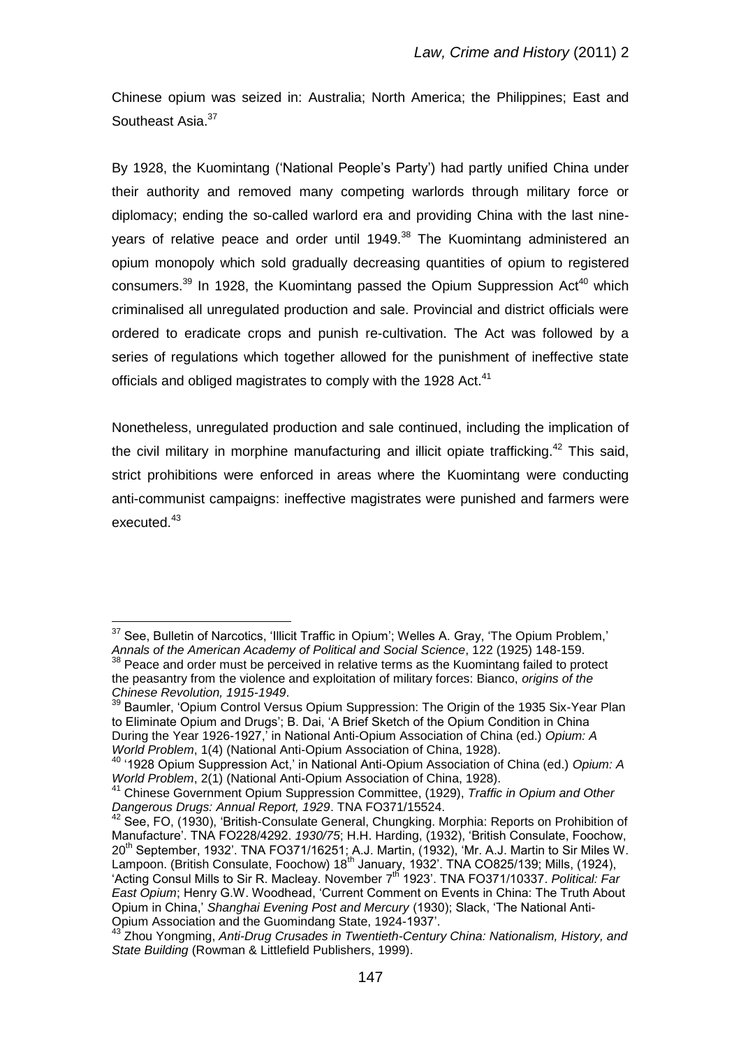Chinese opium was seized in: Australia; North America; the Philippines; East and Southeast Asia.[37]

By 1928, the Kuomintang ('National People's Party') had partly unified China under their authority and removed many competing warlords through military force or diplomacy; ending the so-called warlord era and providing China with the last nine-years of relative peace and order until 1949.[38] The Kuomintang administered an opium monopoly which sold gradually decreasing quantities of opium to registered consumers.[39] In 1928, the Kuomintang passed the Opium Suppression Act[40] which criminalised all unregulated production and sale. Provincial and district officials were ordered to eradicate crops and punish re-cultivation. The Act was followed by a series of regulations which together allowed for the punishment of ineffective state officials and obliged magistrates to comply with the 1928 Act.[41]

Nonetheless, unregulated production and sale continued, including the implication of the civil military in morphine manufacturing and illicit opiate trafficking.[42] This said, strict prohibitions were enforced in areas where the Kuomintang were conducting anti-communist campaigns: ineffective magistrates were punished and farmers were executed.[43]

---

[37] See, Bulletin of Narcotics, 'Illicit Traffic in Opium'; Welles A. Gray, 'The Opium Problem,' *Annals of the American Academy of Political and Social Science*, 122 (1925) 148-159.

[38] Peace and order must be perceived in relative terms as the Kuomintang failed to protect the peasantry from the violence and exploitation of military forces: Bianco, *origins of the Chinese Revolution, 1915-1949*.

[39] Baumler, 'Opium Control Versus Opium Suppression: The Origin of the 1935 Six-Year Plan to Eliminate Opium and Drugs'; B. Dai, 'A Brief Sketch of the Opium Condition in China During the Year 1926-1927,' in National Anti-Opium Association of China (ed.) *Opium: A World Problem*, 1(4) (National Anti-Opium Association of China, 1928).

[40] '1928 Opium Suppression Act,' in National Anti-Opium Association of China (ed.) *Opium: A World Problem*, 2(1) (National Anti-Opium Association of China, 1928).

[41] Chinese Government Opium Suppression Committee, (1929), *Traffic in Opium and Other Dangerous Drugs: Annual Report, 1929*. TNA FO371/15524.

[42] See, FO, (1930), 'British-Consulate General, Chungking. Morphia: Reports on Prohibition of Manufacture'. TNA FO228/4292. *1930/75*; H.H. Harding, (1932), 'British Consulate, Foochow, 20th September, 1932'. TNA FO371/16251; A.J. Martin, (1932), 'Mr. A.J. Martin to Sir Miles W. Lampoon. (British Consulate, Foochow) 18th January, 1932'. TNA CO825/139; Mills, (1924), 'Acting Consul Mills to Sir R. Macleay. November 7th 1923'. TNA FO371/10337. *Political: Far East Opium*; Henry G.W. Woodhead, 'Current Comment on Events in China: The Truth About Opium in China,' *Shanghai Evening Post and Mercury* (1930); Slack, 'The National Anti-Opium Association and the Guomindang State, 1924-1937'.

[43] Zhou Yongming, *Anti-Drug Crusades in Twentieth-Century China: Nationalism, History, and State Building* (Rowman & Littlefield Publishers, 1999).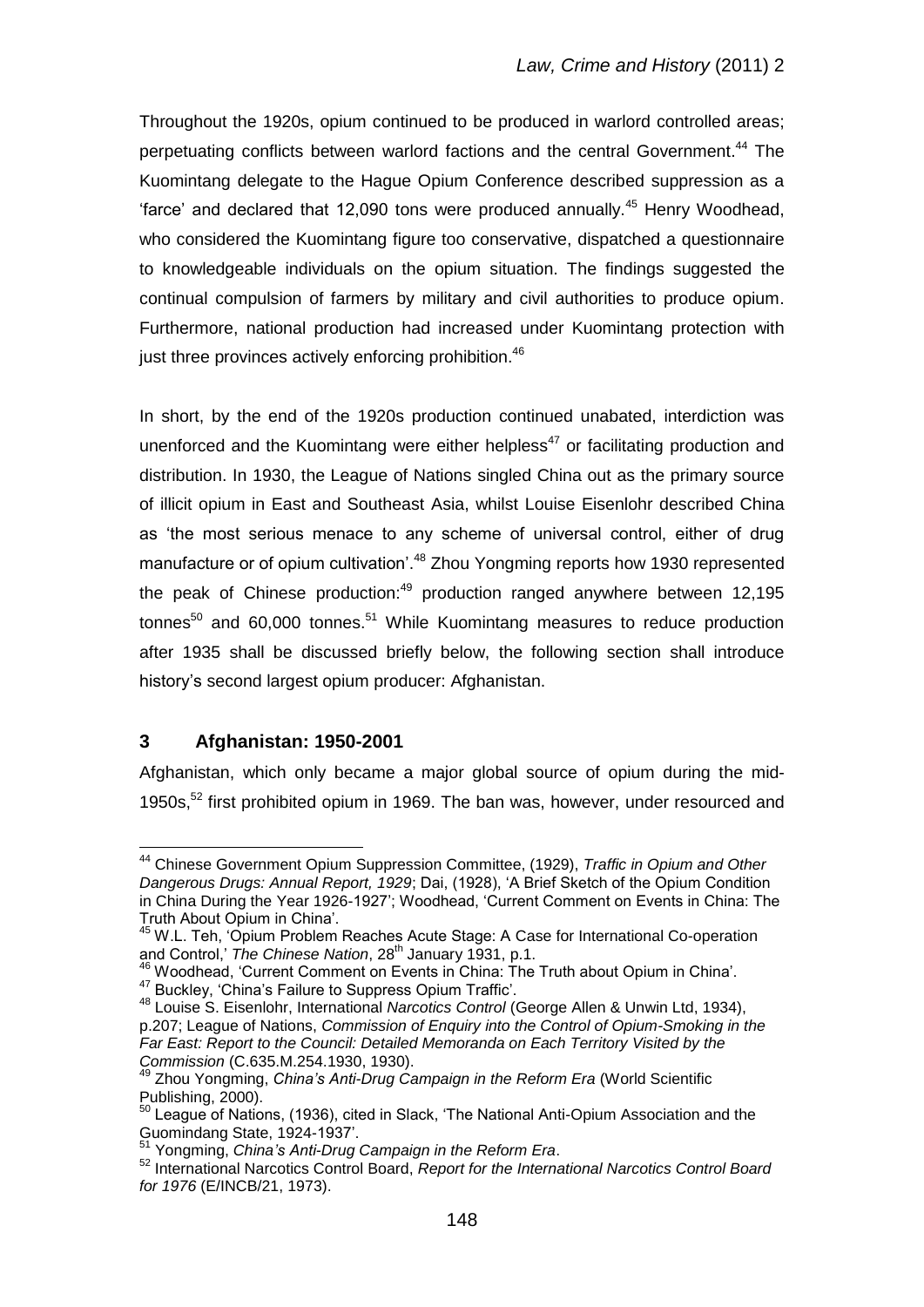Throughout the 1920s, opium continued to be produced in warlord controlled areas; perpetuating conflicts between warlord factions and the central Government.[44] The Kuomintang delegate to the Hague Opium Conference described suppression as a 'farce' and declared that 12,090 tons were produced annually.[45] Henry Woodhead, who considered the Kuomintang figure too conservative, dispatched a questionnaire to knowledgeable individuals on the opium situation. The findings suggested the continual compulsion of farmers by military and civil authorities to produce opium. Furthermore, national production had increased under Kuomintang protection with just three provinces actively enforcing prohibition.[46]

In short, by the end of the 1920s production continued unabated, interdiction was unenforced and the Kuomintang were either helpless[47] or facilitating production and distribution. In 1930, the League of Nations singled China out as the primary source of illicit opium in East and Southeast Asia, whilst Louise Eisenlohr described China as 'the most serious menace to any scheme of universal control, either of drug manufacture or of opium cultivation'.[48] Zhou Yongming reports how 1930 represented the peak of Chinese production:[49] production ranged anywhere between 12,195 tonnes[50] and 60,000 tonnes.[51] While Kuomintang measures to reduce production after 1935 shall be discussed briefly below, the following section shall introduce history's second largest opium producer: Afghanistan.

## 3 Afghanistan: 1950-2001

Afghanistan, which only became a major global source of opium during the mid-1950s,[52] first prohibited opium in 1969. The ban was, however, under resourced and

---

[44] Chinese Government Opium Suppression Committee, (1929), *Traffic in Opium and Other Dangerous Drugs: Annual Report, 1929*; Dai, (1928), 'A Brief Sketch of the Opium Condition in China During the Year 1926-1927'; Woodhead, 'Current Comment on Events in China: The Truth About Opium in China'.

[45] W.L. Teh, 'Opium Problem Reaches Acute Stage: A Case for International Co-operation and Control,' *The Chinese Nation*, 28th January 1931, p.1.

[46] Woodhead, 'Current Comment on Events in China: The Truth about Opium in China'.

[47] Buckley, 'China's Failure to Suppress Opium Traffic'.

[48] Louise S. Eisenlohr, International *Narcotics Control* (George Allen & Unwin Ltd, 1934), p.207; League of Nations, *Commission of Enquiry into the Control of Opium-Smoking in the Far East: Report to the Council: Detailed Memoranda on Each Territory Visited by the Commission* (C.635.M.254.1930, 1930).

[49] Zhou Yongming, *China's Anti-Drug Campaign in the Reform Era* (World Scientific Publishing, 2000).

[50] League of Nations, (1936), cited in Slack, 'The National Anti-Opium Association and the Guomindang State, 1924-1937'.

[51] Yongming, *China's Anti-Drug Campaign in the Reform Era*.

[52] International Narcotics Control Board, *Report for the International Narcotics Control Board for 1976* (E/INCB/21, 1973).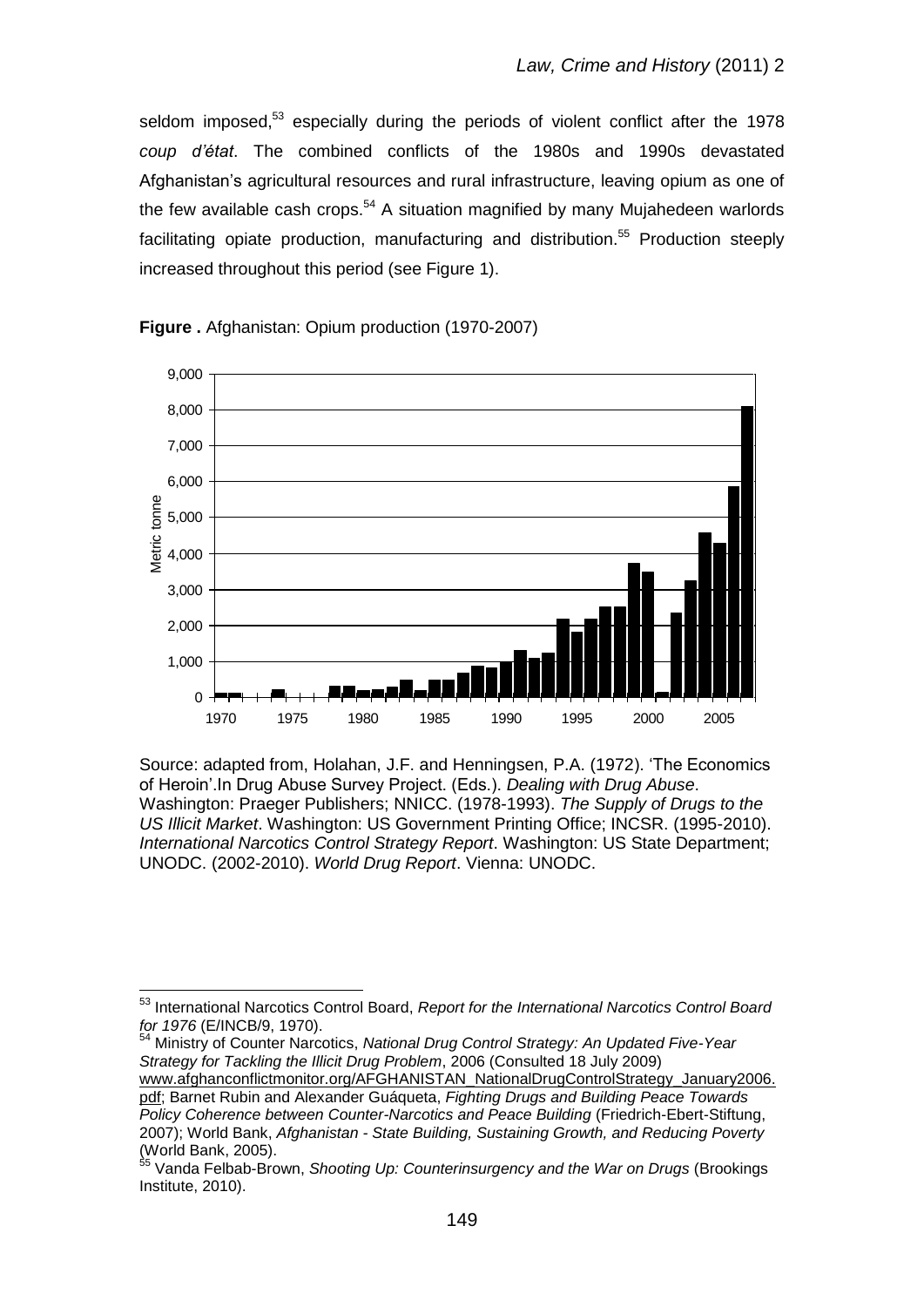seldom imposed,[53] especially during the periods of violent conflict after the 1978 *coup d'état*. The combined conflicts of the 1980s and 1990s devastated Afghanistan's agricultural resources and rural infrastructure, leaving opium as one of the few available cash crops.[54] A situation magnified by many Mujahedeen warlords facilitating opiate production, manufacturing and distribution.[55] Production steeply increased throughout this period (see Figure 1).

**Figure .** Afghanistan: Opium production (1970-2007)

Source: adapted from, Holahan, J.F. and Henningsen, P.A. (1972). 'The Economics of Heroin'.In Drug Abuse Survey Project. (Eds.). *Dealing with Drug Abuse*. Washington: Praeger Publishers; NNICC. (1978-1993). *The Supply of Drugs to the US Illicit Market*. Washington: US Government Printing Office; INCSR. (1995-2010). *International Narcotics Control Strategy Report*. Washington: US State Department; UNODC. (2002-2010). *World Drug Report*. Vienna: UNODC.

---

[53] International Narcotics Control Board, *Report for the International Narcotics Control Board for 1976* (E/INCB/9, 1970).

[54] Ministry of Counter Narcotics, *National Drug Control Strategy: An Updated Five-Year Strategy for Tackling the Illicit Drug Problem*, 2006 (Consulted 18 July 2009) www.afghanconflictmonitor.org/AFGHANISTAN_NationalDrugControlStrategy_January2006.pdf; Barnet Rubin and Alexander Guáqueta, *Fighting Drugs and Building Peace Towards Policy Coherence between Counter-Narcotics and Peace Building* (Friedrich-Ebert-Stiftung, 2007); World Bank, *Afghanistan - State Building, Sustaining Growth, and Reducing Poverty* (World Bank, 2005).

[55] Vanda Felbab-Brown, *Shooting Up: Counterinsurgency and the War on Drugs* (Brookings Institute, 2010).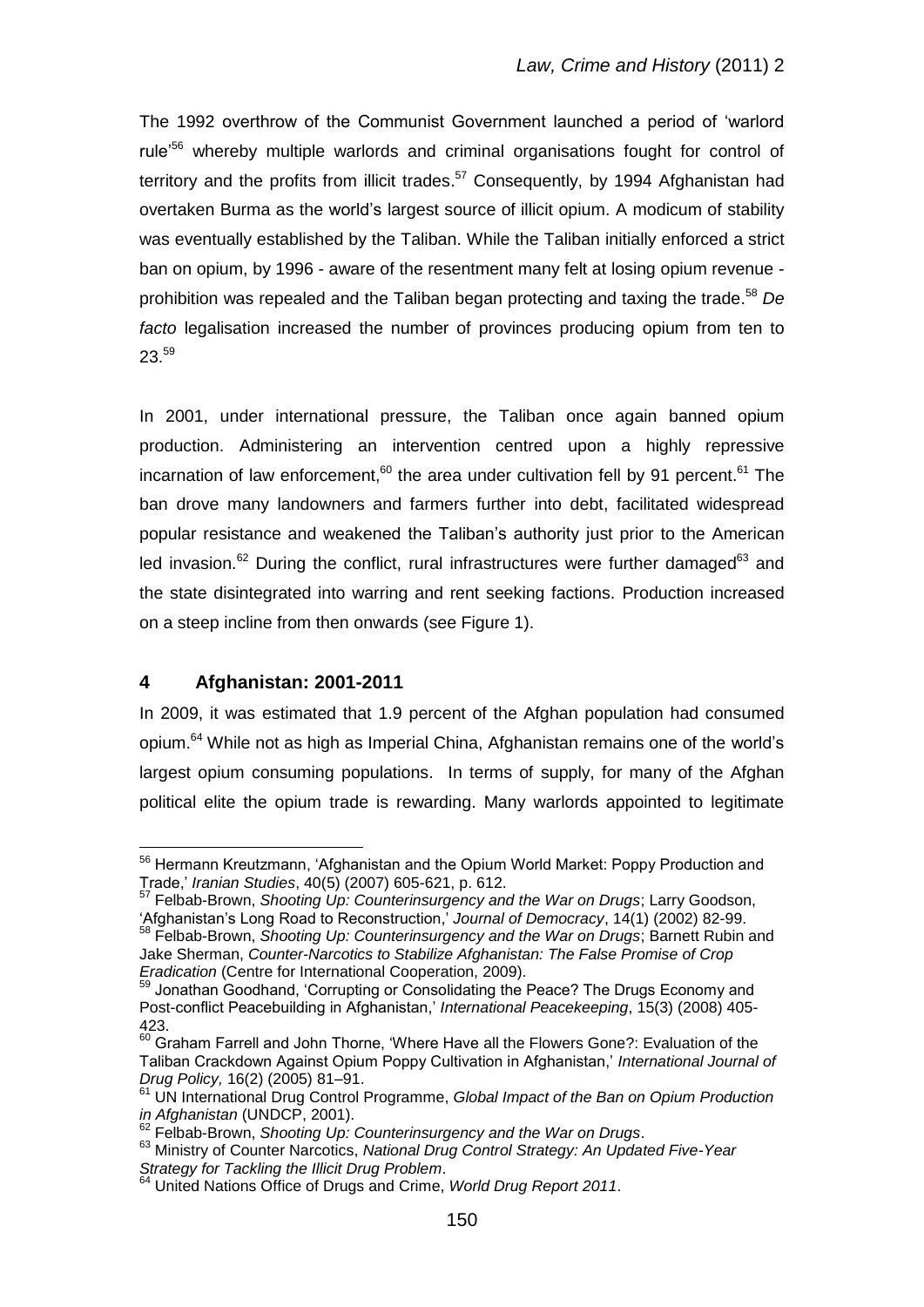The 1992 overthrow of the Communist Government launched a period of 'warlord rule'[56] whereby multiple warlords and criminal organisations fought for control of territory and the profits from illicit trades.[57] Consequently, by 1994 Afghanistan had overtaken Burma as the world's largest source of illicit opium. A modicum of stability was eventually established by the Taliban. While the Taliban initially enforced a strict ban on opium, by 1996 - aware of the resentment many felt at losing opium revenue - prohibition was repealed and the Taliban began protecting and taxing the trade.[58] *De facto* legalisation increased the number of provinces producing opium from ten to 23.[59]

In 2001, under international pressure, the Taliban once again banned opium production. Administering an intervention centred upon a highly repressive incarnation of law enforcement,[60] the area under cultivation fell by 91 percent.[61] The ban drove many landowners and farmers further into debt, facilitated widespread popular resistance and weakened the Taliban's authority just prior to the American led invasion.[62] During the conflict, rural infrastructures were further damaged[63] and the state disintegrated into warring and rent seeking factions. Production increased on a steep incline from then onwards (see Figure 1).

## 4 Afghanistan: 2001-2011

In 2009, it was estimated that 1.9 percent of the Afghan population had consumed opium.[64] While not as high as Imperial China, Afghanistan remains one of the world's largest opium consuming populations. In terms of supply, for many of the Afghan political elite the opium trade is rewarding. Many warlords appointed to legitimate

---

[56] Hermann Kreutzmann, 'Afghanistan and the Opium World Market: Poppy Production and Trade,' *Iranian Studies*, 40(5) (2007) 605-621, p. 612.

[57] Felbab-Brown, *Shooting Up: Counterinsurgency and the War on Drugs*; Larry Goodson, 'Afghanistan's Long Road to Reconstruction,' *Journal of Democracy*, 14(1) (2002) 82-99.

[58] Felbab-Brown, *Shooting Up: Counterinsurgency and the War on Drugs*; Barnett Rubin and Jake Sherman, *Counter-Narcotics to Stabilize Afghanistan: The False Promise of Crop Eradication* (Centre for International Cooperation, 2009).

[59] Jonathan Goodhand, 'Corrupting or Consolidating the Peace? The Drugs Economy and Post-conflict Peacebuilding in Afghanistan,' *International Peacekeeping*, 15(3) (2008) 405-423.

[60] Graham Farrell and John Thorne, 'Where Have all the Flowers Gone?: Evaluation of the Taliban Crackdown Against Opium Poppy Cultivation in Afghanistan,' *International Journal of Drug Policy,* 16(2) (2005) 81–91.

[61] UN International Drug Control Programme, *Global Impact of the Ban on Opium Production in Afghanistan* (UNDCP, 2001).

[62] Felbab-Brown, *Shooting Up: Counterinsurgency and the War on Drugs*.

[63] Ministry of Counter Narcotics, *National Drug Control Strategy: An Updated Five-Year Strategy for Tackling the Illicit Drug Problem*.

[64] United Nations Office of Drugs and Crime, *World Drug Report 2011*.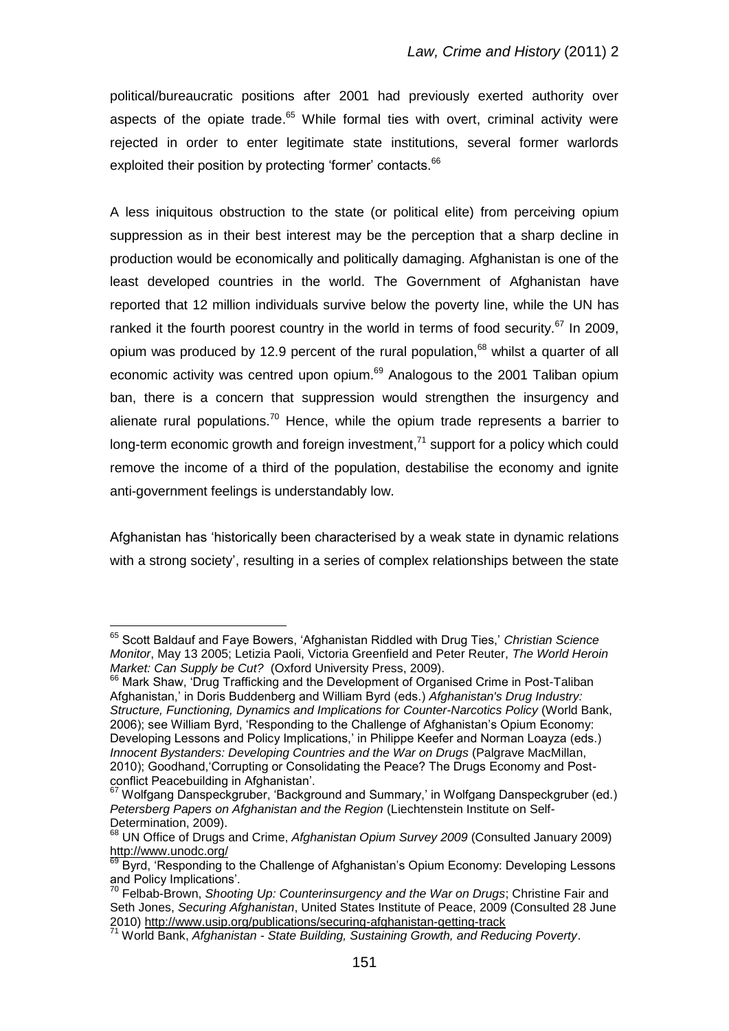political/bureaucratic positions after 2001 had previously exerted authority over aspects of the opiate trade.[65] While formal ties with overt, criminal activity were rejected in order to enter legitimate state institutions, several former warlords exploited their position by protecting 'former' contacts.[66]

A less iniquitous obstruction to the state (or political elite) from perceiving opium suppression as in their best interest may be the perception that a sharp decline in production would be economically and politically damaging. Afghanistan is one of the least developed countries in the world. The Government of Afghanistan have reported that 12 million individuals survive below the poverty line, while the UN has ranked it the fourth poorest country in the world in terms of food security.[67] In 2009, opium was produced by 12.9 percent of the rural population,[68] whilst a quarter of all economic activity was centred upon opium.[69] Analogous to the 2001 Taliban opium ban, there is a concern that suppression would strengthen the insurgency and alienate rural populations.[70] Hence, while the opium trade represents a barrier to long-term economic growth and foreign investment,[71] support for a policy which could remove the income of a third of the population, destabilise the economy and ignite anti-government feelings is understandably low.

Afghanistan has 'historically been characterised by a weak state in dynamic relations with a strong society', resulting in a series of complex relationships between the state

---

[65] Scott Baldauf and Faye Bowers, 'Afghanistan Riddled with Drug Ties,' *Christian Science Monitor*, May 13 2005; Letizia Paoli, Victoria Greenfield and Peter Reuter, *The World Heroin Market: Can Supply be Cut?* (Oxford University Press, 2009).

[66] Mark Shaw, 'Drug Trafficking and the Development of Organised Crime in Post-Taliban Afghanistan,' in Doris Buddenberg and William Byrd (eds.) *Afghanistan's Drug Industry: Structure, Functioning, Dynamics and Implications for Counter-Narcotics Policy* (World Bank, 2006); see William Byrd, 'Responding to the Challenge of Afghanistan's Opium Economy: Developing Lessons and Policy Implications,' in Philippe Keefer and Norman Loayza (eds.) *Innocent Bystanders: Developing Countries and the War on Drugs* (Palgrave MacMillan, 2010); Goodhand,'Corrupting or Consolidating the Peace? The Drugs Economy and Post-conflict Peacebuilding in Afghanistan'.

[67] Wolfgang Danspeckgruber, 'Background and Summary,' in Wolfgang Danspeckgruber (ed.) *Petersberg Papers on Afghanistan and the Region* (Liechtenstein Institute on Self-Determination, 2009).

[68] UN Office of Drugs and Crime, *Afghanistan Opium Survey 2009* (Consulted January 2009) http://www.unodc.org/

[69] Byrd, 'Responding to the Challenge of Afghanistan's Opium Economy: Developing Lessons and Policy Implications'.

[70] Felbab-Brown, *Shooting Up: Counterinsurgency and the War on Drugs*; Christine Fair and Seth Jones, *Securing Afghanistan*, United States Institute of Peace, 2009 (Consulted 28 June 2010) http://www.usip.org/publications/securing-afghanistan-getting-track

[71] World Bank, *Afghanistan - State Building, Sustaining Growth, and Reducing Poverty*.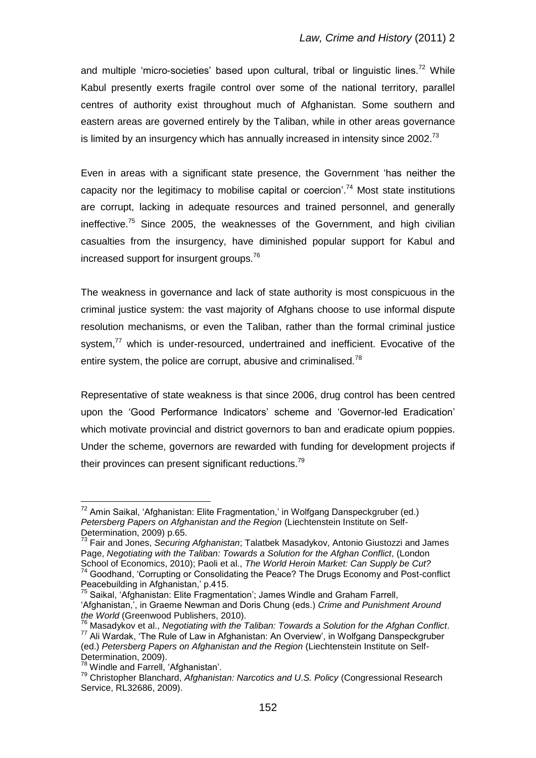and multiple 'micro-societies' based upon cultural, tribal or linguistic lines.[72] While Kabul presently exerts fragile control over some of the national territory, parallel centres of authority exist throughout much of Afghanistan. Some southern and eastern areas are governed entirely by the Taliban, while in other areas governance is limited by an insurgency which has annually increased in intensity since 2002.[73]

Even in areas with a significant state presence, the Government 'has neither the capacity nor the legitimacy to mobilise capital or coercion'.[74] Most state institutions are corrupt, lacking in adequate resources and trained personnel, and generally ineffective.[75] Since 2005, the weaknesses of the Government, and high civilian casualties from the insurgency, have diminished popular support for Kabul and increased support for insurgent groups.[76]

The weakness in governance and lack of state authority is most conspicuous in the criminal justice system: the vast majority of Afghans choose to use informal dispute resolution mechanisms, or even the Taliban, rather than the formal criminal justice system,[77] which is under-resourced, undertrained and inefficient. Evocative of the entire system, the police are corrupt, abusive and criminalised.[78]

Representative of state weakness is that since 2006, drug control has been centred upon the 'Good Performance Indicators' scheme and 'Governor-led Eradication' which motivate provincial and district governors to ban and eradicate opium poppies. Under the scheme, governors are rewarded with funding for development projects if their provinces can present significant reductions.[79]

---

[72] Amin Saikal, 'Afghanistan: Elite Fragmentation,' in Wolfgang Danspeckgruber (ed.) *Petersberg Papers on Afghanistan and the Region* (Liechtenstein Institute on Self-Determination, 2009) p.65.

[73] Fair and Jones, *Securing Afghanistan*; Talatbek Masadykov, Antonio Giustozzi and James Page, *Negotiating with the Taliban: Towards a Solution for the Afghan Conflict*, (London School of Economics, 2010); Paoli et al., *The World Heroin Market: Can Supply be Cut?*

[74] Goodhand, 'Corrupting or Consolidating the Peace? The Drugs Economy and Post-conflict Peacebuilding in Afghanistan,' p.415.

[75] Saikal, 'Afghanistan: Elite Fragmentation'; James Windle and Graham Farrell, 'Afghanistan,', in Graeme Newman and Doris Chung (eds.) *Crime and Punishment Around the World* (Greenwood Publishers, 2010).

[76] Masadykov et al., *Negotiating with the Taliban: Towards a Solution for the Afghan Conflict*.

[77] Ali Wardak, 'The Rule of Law in Afghanistan: An Overview', in Wolfgang Danspeckgruber (ed.) *Petersberg Papers on Afghanistan and the Region* (Liechtenstein Institute on Self-Determination, 2009).

[78] Windle and Farrell, 'Afghanistan'.

[79] Christopher Blanchard, *Afghanistan: Narcotics and U.S. Policy* (Congressional Research Service, RL32686, 2009).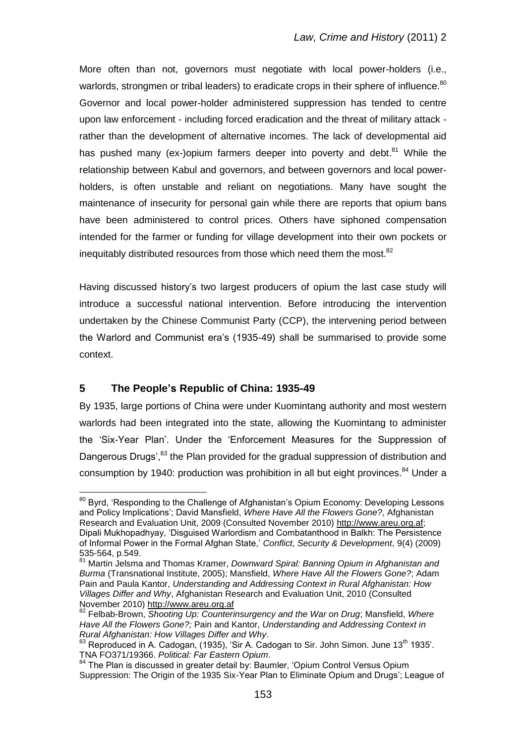More often than not, governors must negotiate with local power-holders (i.e., warlords, strongmen or tribal leaders) to eradicate crops in their sphere of influence.[80] Governor and local power-holder administered suppression has tended to centre upon law enforcement - including forced eradication and the threat of military attack - rather than the development of alternative incomes. The lack of developmental aid has pushed many (ex-)opium farmers deeper into poverty and debt.[81] While the relationship between Kabul and governors, and between governors and local power-holders, is often unstable and reliant on negotiations. Many have sought the maintenance of insecurity for personal gain while there are reports that opium bans have been administered to control prices. Others have siphoned compensation intended for the farmer or funding for village development into their own pockets or inequitably distributed resources from those which need them the most.[82]

Having discussed history's two largest producers of opium the last case study will introduce a successful national intervention. Before introducing the intervention undertaken by the Chinese Communist Party (CCP), the intervening period between the Warlord and Communist era's (1935-49) shall be summarised to provide some context.

## 5 The People's Republic of China: 1935-49

By 1935, large portions of China were under Kuomintang authority and most western warlords had been integrated into the state, allowing the Kuomintang to administer the 'Six-Year Plan'. Under the 'Enforcement Measures for the Suppression of Dangerous Drugs',[83] the Plan provided for the gradual suppression of distribution and consumption by 1940: production was prohibition in all but eight provinces.[84] Under a

---

[80] Byrd, 'Responding to the Challenge of Afghanistan's Opium Economy: Developing Lessons and Policy Implications'; David Mansfield, *Where Have All the Flowers Gone?*, Afghanistan Research and Evaluation Unit, 2009 (Consulted November 2010) http://www.areu.org.af; Dipali Mukhopadhyay, 'Disguised Warlordism and Combatanthood in Balkh: The Persistence of Informal Power in the Formal Afghan State,' *Conflict, Security & Development*, 9(4) (2009) 535-564, p.549.

[81] Martin Jelsma and Thomas Kramer, *Downward Spiral: Banning Opium in Afghanistan and Burma* (Transnational Institute, 2005); Mansfield, *Where Have All the Flowers Gone?*; Adam Pain and Paula Kantor, *Understanding and Addressing Context in Rural Afghanistan: How Villages Differ and Why*, Afghanistan Research and Evaluation Unit, 2010 (Consulted November 2010) http://www.areu.org.af

[82] Felbab-Brown, *Shooting Up: Counterinsurgency and the War on Drug*; Mansfield, *Where Have All the Flowers Gone?;* Pain and Kantor, *Understanding and Addressing Context in Rural Afghanistan: How Villages Differ and Why*.

[83] Reproduced in A. Cadogan, (1935), 'Sir A. Cadogan to Sir. John Simon. June 13th 1935'. TNA FO371/19366. *Political: Far Eastern Opium*.

[84] The Plan is discussed in greater detail by: Baumler, 'Opium Control Versus Opium Suppression: The Origin of the 1935 Six-Year Plan to Eliminate Opium and Drugs'; League of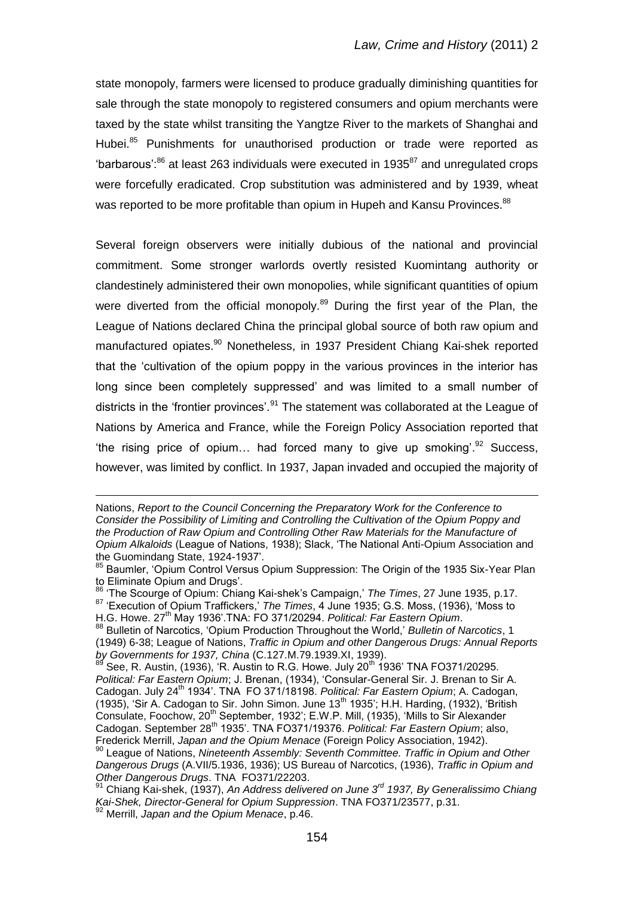state monopoly, farmers were licensed to produce gradually diminishing quantities for sale through the state monopoly to registered consumers and opium merchants were taxed by the state whilst transiting the Yangtze River to the markets of Shanghai and Hubei.[85] Punishments for unauthorised production or trade were reported as 'barbarous':[86] at least 263 individuals were executed in 1935[87] and unregulated crops were forcefully eradicated. Crop substitution was administered and by 1939, wheat was reported to be more profitable than opium in Hupeh and Kansu Provinces.[88]

Several foreign observers were initially dubious of the national and provincial commitment. Some stronger warlords overtly resisted Kuomintang authority or clandestinely administered their own monopolies, while significant quantities of opium were diverted from the official monopoly.[89] During the first year of the Plan, the League of Nations declared China the principal global source of both raw opium and manufactured opiates.[90] Nonetheless, in 1937 President Chiang Kai-shek reported that the 'cultivation of the opium poppy in the various provinces in the interior has long since been completely suppressed' and was limited to a small number of districts in the 'frontier provinces'.[91] The statement was collaborated at the League of Nations by America and France, while the Foreign Policy Association reported that 'the rising price of opium… had forced many to give up smoking'.[92] Success, however, was limited by conflict. In 1937, Japan invaded and occupied the majority of

---

Nations, *Report to the Council Concerning the Preparatory Work for the Conference to Consider the Possibility of Limiting and Controlling the Cultivation of the Opium Poppy and the Production of Raw Opium and Controlling Other Raw Materials for the Manufacture of Opium Alkaloids* (League of Nations, 1938); Slack, 'The National Anti-Opium Association and the Guomindang State, 1924-1937'.

[85] Baumler, 'Opium Control Versus Opium Suppression: The Origin of the 1935 Six-Year Plan to Eliminate Opium and Drugs'.

[86] 'The Scourge of Opium: Chiang Kai-shek's Campaign,' *The Times*, 27 June 1935, p.17.

[87] 'Execution of Opium Traffickers,' *The Times*, 4 June 1935; G.S. Moss, (1936), 'Moss to H.G. Howe. 27th May 1936'.TNA: FO 371/20294. *Political: Far Eastern Opium*.

[88] Bulletin of Narcotics, 'Opium Production Throughout the World,' *Bulletin of Narcotics*, 1 (1949) 6-38; League of Nations, *Traffic in Opium and other Dangerous Drugs: Annual Reports by Governments for 1937, China* (C.127.M.79.1939.XI, 1939).

[89] See, R. Austin, (1936), 'R. Austin to R.G. Howe. July 20th 1936' TNA FO371/20295. *Political: Far Eastern Opium*; J. Brenan, (1934), 'Consular-General Sir. J. Brenan to Sir A. Cadogan. July 24th 1934'. TNA FO 371/18198. *Political: Far Eastern Opium*; A. Cadogan, (1935), 'Sir A. Cadogan to Sir. John Simon. June 13th 1935'; H.H. Harding, (1932), 'British Consulate, Foochow, 20th September, 1932'; E.W.P. Mill, (1935), 'Mills to Sir Alexander Cadogan. September 28th 1935'. TNA FO371/19376. *Political: Far Eastern Opium*; also, Frederick Merrill, *Japan and the Opium Menace* (Foreign Policy Association, 1942).

[90] League of Nations, *Nineteenth Assembly: Seventh Committee. Traffic in Opium and Other Dangerous Drugs* (A.VII/5.1936, 1936); US Bureau of Narcotics, (1936), *Traffic in Opium and Other Dangerous Drugs*. TNA FO371/22203.

[91] Chiang Kai-shek, (1937), *An Address delivered on June 3rd 1937, By Generalissimo Chiang Kai-Shek, Director-General for Opium Suppression*. TNA FO371/23577, p.31.

[92] Merrill, *Japan and the Opium Menace*, p.46.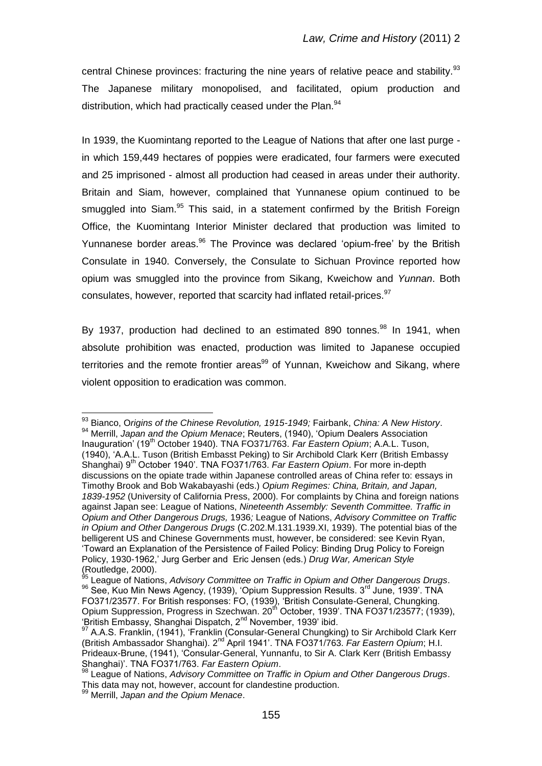central Chinese provinces: fracturing the nine years of relative peace and stability.[93] The Japanese military monopolised, and facilitated, opium production and distribution, which had practically ceased under the Plan.[94]

In 1939, the Kuomintang reported to the League of Nations that after one last purge - in which 159,449 hectares of poppies were eradicated, four farmers were executed and 25 imprisoned - almost all production had ceased in areas under their authority. Britain and Siam, however, complained that Yunnanese opium continued to be smuggled into Siam.[95] This said, in a statement confirmed by the British Foreign Office, the Kuomintang Interior Minister declared that production was limited to Yunnanese border areas.[96] The Province was declared 'opium-free' by the British Consulate in 1940. Conversely, the Consulate to Sichuan Province reported how opium was smuggled into the province from Sikang, Kweichow and *Yunnan*. Both consulates, however, reported that scarcity had inflated retail-prices.[97]

By 1937, production had declined to an estimated 890 tonnes.[98] In 1941, when absolute prohibition was enacted, production was limited to Japanese occupied territories and the remote frontier areas[99] of Yunnan, Kweichow and Sikang, where violent opposition to eradication was common.

---

[93] Bianco, *Origins of the Chinese Revolution, 1915-1949;* Fairbank, *China: A New History*.

[94] Merrill, *Japan and the Opium Menace*; Reuters, (1940), 'Opium Dealers Association Inauguration' (19th October 1940). TNA FO371/763. *Far Eastern Opium*; A.A.L. Tuson, (1940), 'A.A.L. Tuson (British Embasst Peking) to Sir Archibold Clark Kerr (British Embassy Shanghai) 9th October 1940'. TNA FO371/763. *Far Eastern Opium*. For more in-depth discussions on the opiate trade within Japanese controlled areas of China refer to: essays in Timothy Brook and Bob Wakabayashi (eds.) *Opium Regimes: China, Britain, and Japan, 1839-1952* (University of California Press, 2000). For complaints by China and foreign nations against Japan see: League of Nations, *Nineteenth Assembly: Seventh Committee. Traffic in Opium and Other Dangerous Drugs,* 1936*;* League of Nations, *Advisory Committee on Traffic in Opium and Other Dangerous Drugs* (C.202.M.131.1939.XI, 1939). The potential bias of the belligerent US and Chinese Governments must, however, be considered: see Kevin Ryan, 'Toward an Explanation of the Persistence of Failed Policy: Binding Drug Policy to Foreign Policy, 1930-1962,' Jurg Gerber and Eric Jensen (eds.) *Drug War, American Style* (Routledge, 2000).

[95] League of Nations, *Advisory Committee on Traffic in Opium and Other Dangerous Drugs*.

[96] See, Kuo Min News Agency, (1939), 'Opium Suppression Results. 3rd June, 1939'. TNA FO371/23577. For British responses: FO, (1939), 'British Consulate-General, Chungking. Opium Suppression, Progress in Szechwan. 20th October, 1939'. TNA FO371/23577; (1939), 'British Embassy, Shanghai Dispatch, 2nd November, 1939' ibid.

[97] A.A.S. Franklin, (1941), 'Franklin (Consular-General Chungking) to Sir Archibold Clark Kerr (British Ambassador Shanghai). 2nd April 1941'. TNA FO371/763. *Far Eastern Opium*; H.I. Prideaux-Brune, (1941), 'Consular-General, Yunnanfu, to Sir A. Clark Kerr (British Embassy Shanghai)'. TNA FO371/763. *Far Eastern Opium*.

[98] League of Nations, *Advisory Committee on Traffic in Opium and Other Dangerous Drugs*. This data may not, however, account for clandestine production.

[99] Merrill, *Japan and the Opium Menace*.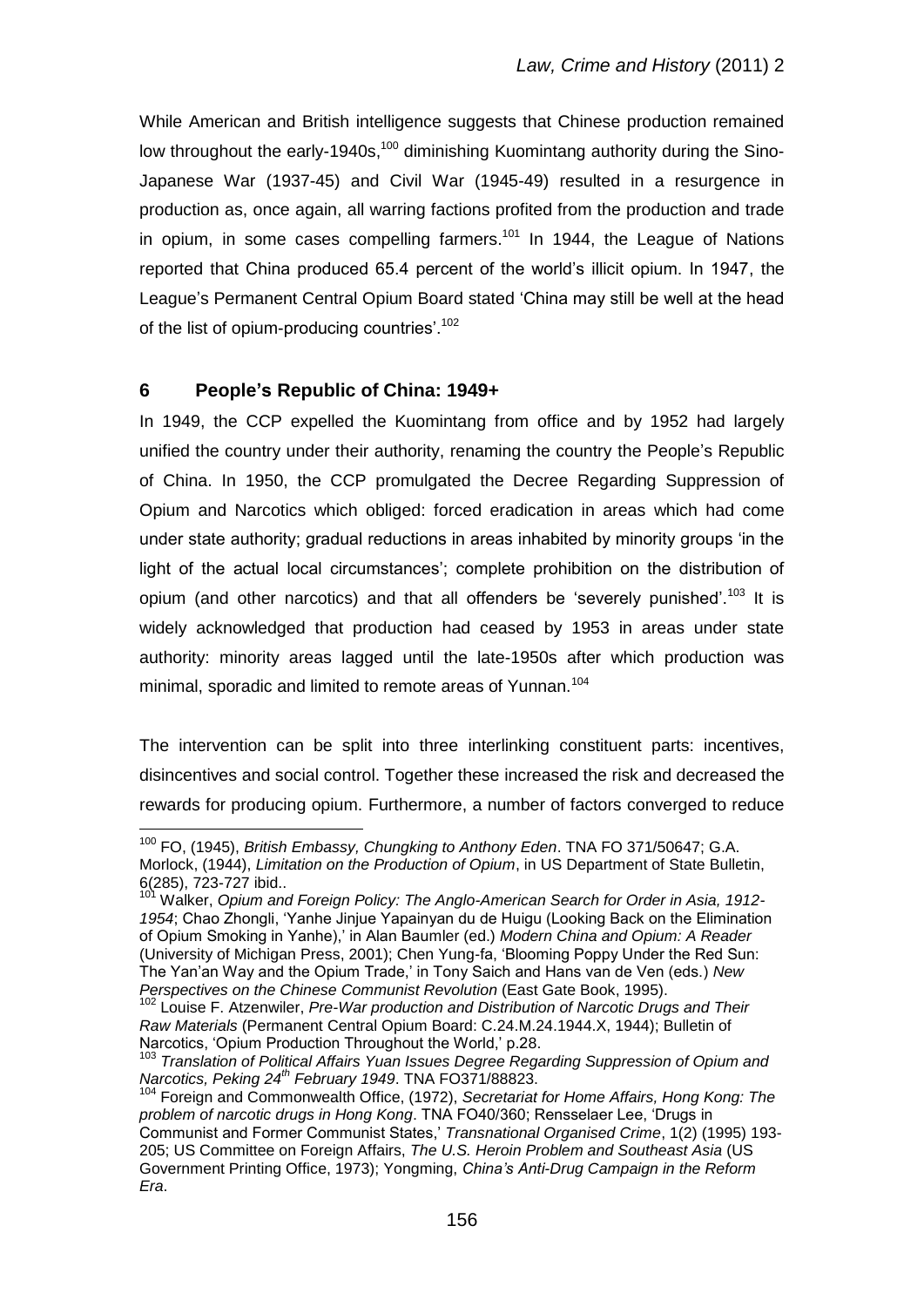While American and British intelligence suggests that Chinese production remained low throughout the early-1940s,[100] diminishing Kuomintang authority during the Sino-Japanese War (1937-45) and Civil War (1945-49) resulted in a resurgence in production as, once again, all warring factions profited from the production and trade in opium, in some cases compelling farmers.[101] In 1944, the League of Nations reported that China produced 65.4 percent of the world's illicit opium. In 1947, the League's Permanent Central Opium Board stated 'China may still be well at the head of the list of opium-producing countries'.[102]

## 6 People's Republic of China: 1949+

In 1949, the CCP expelled the Kuomintang from office and by 1952 had largely unified the country under their authority, renaming the country the People's Republic of China. In 1950, the CCP promulgated the Decree Regarding Suppression of Opium and Narcotics which obliged: forced eradication in areas which had come under state authority; gradual reductions in areas inhabited by minority groups 'in the light of the actual local circumstances'; complete prohibition on the distribution of opium (and other narcotics) and that all offenders be 'severely punished'.[103] It is widely acknowledged that production had ceased by 1953 in areas under state authority: minority areas lagged until the late-1950s after which production was minimal, sporadic and limited to remote areas of Yunnan.[104]

The intervention can be split into three interlinking constituent parts: incentives, disincentives and social control. Together these increased the risk and decreased the rewards for producing opium. Furthermore, a number of factors converged to reduce

---

[100] FO, (1945), *British Embassy, Chungking to Anthony Eden*. TNA FO 371/50647; G.A. Morlock, (1944), *Limitation on the Production of Opium*, in US Department of State Bulletin, 6(285), 723-727 ibid..

[101] Walker, *Opium and Foreign Policy: The Anglo-American Search for Order in Asia, 1912-1954*; Chao Zhongli, 'Yanhe Jinjue Yapainyan du de Huigu (Looking Back on the Elimination of Opium Smoking in Yanhe),' in Alan Baumler (ed.) *Modern China and Opium: A Reader* (University of Michigan Press, 2001); Chen Yung-fa, 'Blooming Poppy Under the Red Sun: The Yan'an Way and the Opium Trade,' in Tony Saich and Hans van de Ven (eds.) *New Perspectives on the Chinese Communist Revolution* (East Gate Book, 1995).

[102] Louise F. Atzenwiler, *Pre-War production and Distribution of Narcotic Drugs and Their Raw Materials* (Permanent Central Opium Board: C.24.M.24.1944.X, 1944); Bulletin of Narcotics, 'Opium Production Throughout the World,' p.28.

[103] *Translation of Political Affairs Yuan Issues Degree Regarding Suppression of Opium and Narcotics, Peking 24th February 1949*. TNA FO371/88823.

[104] Foreign and Commonwealth Office, (1972), *Secretariat for Home Affairs, Hong Kong: The problem of narcotic drugs in Hong Kong*. TNA FO40/360; Rensselaer Lee, 'Drugs in Communist and Former Communist States,' *Transnational Organised Crime*, 1(2) (1995) 193-205; US Committee on Foreign Affairs, *The U.S. Heroin Problem and Southeast Asia* (US Government Printing Office, 1973); Yongming, *China's Anti-Drug Campaign in the Reform Era*.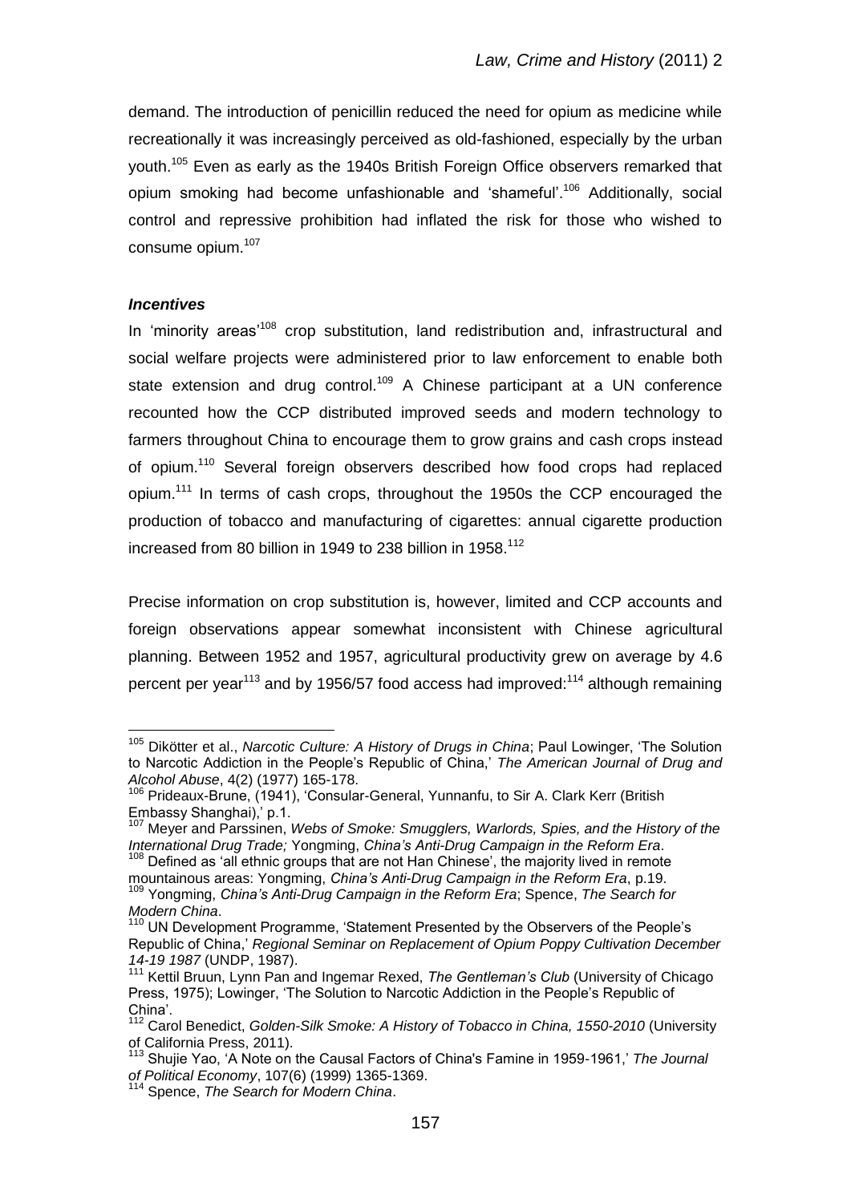demand. The introduction of penicillin reduced the need for opium as medicine while recreationally it was increasingly perceived as old-fashioned, especially by the urban youth.[105] Even as early as the 1940s British Foreign Office observers remarked that opium smoking had become unfashionable and 'shameful'.[106] Additionally, social control and repressive prohibition had inflated the risk for those who wished to consume opium.[107]

***Incentives***

In 'minority areas'[108] crop substitution, land redistribution and, infrastructural and social welfare projects were administered prior to law enforcement to enable both state extension and drug control.[109] A Chinese participant at a UN conference recounted how the CCP distributed improved seeds and modern technology to farmers throughout China to encourage them to grow grains and cash crops instead of opium.[110] Several foreign observers described how food crops had replaced opium.[111] In terms of cash crops, throughout the 1950s the CCP encouraged the production of tobacco and manufacturing of cigarettes: annual cigarette production increased from 80 billion in 1949 to 238 billion in 1958.[112]

Precise information on crop substitution is, however, limited and CCP accounts and foreign observations appear somewhat inconsistent with Chinese agricultural planning. Between 1952 and 1957, agricultural productivity grew on average by 4.6 percent per year[113] and by 1956/57 food access had improved:[114] although remaining

---

[105] Dikötter et al., *Narcotic Culture: A History of Drugs in China*; Paul Lowinger, 'The Solution to Narcotic Addiction in the People's Republic of China,' *The American Journal of Drug and Alcohol Abuse*, 4(2) (1977) 165-178.

[106] Prideaux-Brune, (1941), 'Consular-General, Yunnanfu, to Sir A. Clark Kerr (British Embassy Shanghai),' p.1.

[107] Meyer and Parssinen, *Webs of Smoke: Smugglers, Warlords, Spies, and the History of the International Drug Trade;* Yongming, *China's Anti-Drug Campaign in the Reform Era*.

[108] Defined as 'all ethnic groups that are not Han Chinese', the majority lived in remote mountainous areas: Yongming, *China's Anti-Drug Campaign in the Reform Era*, p.19.

[109] Yongming, *China's Anti-Drug Campaign in the Reform Era*; Spence, *The Search for Modern China*.

[110] UN Development Programme, 'Statement Presented by the Observers of the People's Republic of China,' *Regional Seminar on Replacement of Opium Poppy Cultivation December 14-19 1987* (UNDP, 1987).

[111] Kettil Bruun, Lynn Pan and Ingemar Rexed, *The Gentleman's Club* (University of Chicago Press, 1975); Lowinger, 'The Solution to Narcotic Addiction in the People's Republic of China'.

[112] Carol Benedict, *Golden-Silk Smoke: A History of Tobacco in China, 1550-2010* (University of California Press, 2011).

[113] Shujie Yao, 'A Note on the Causal Factors of China's Famine in 1959-1961,' *The Journal of Political Economy*, 107(6) (1999) 1365-1369.

[114] Spence, *The Search for Modern China*.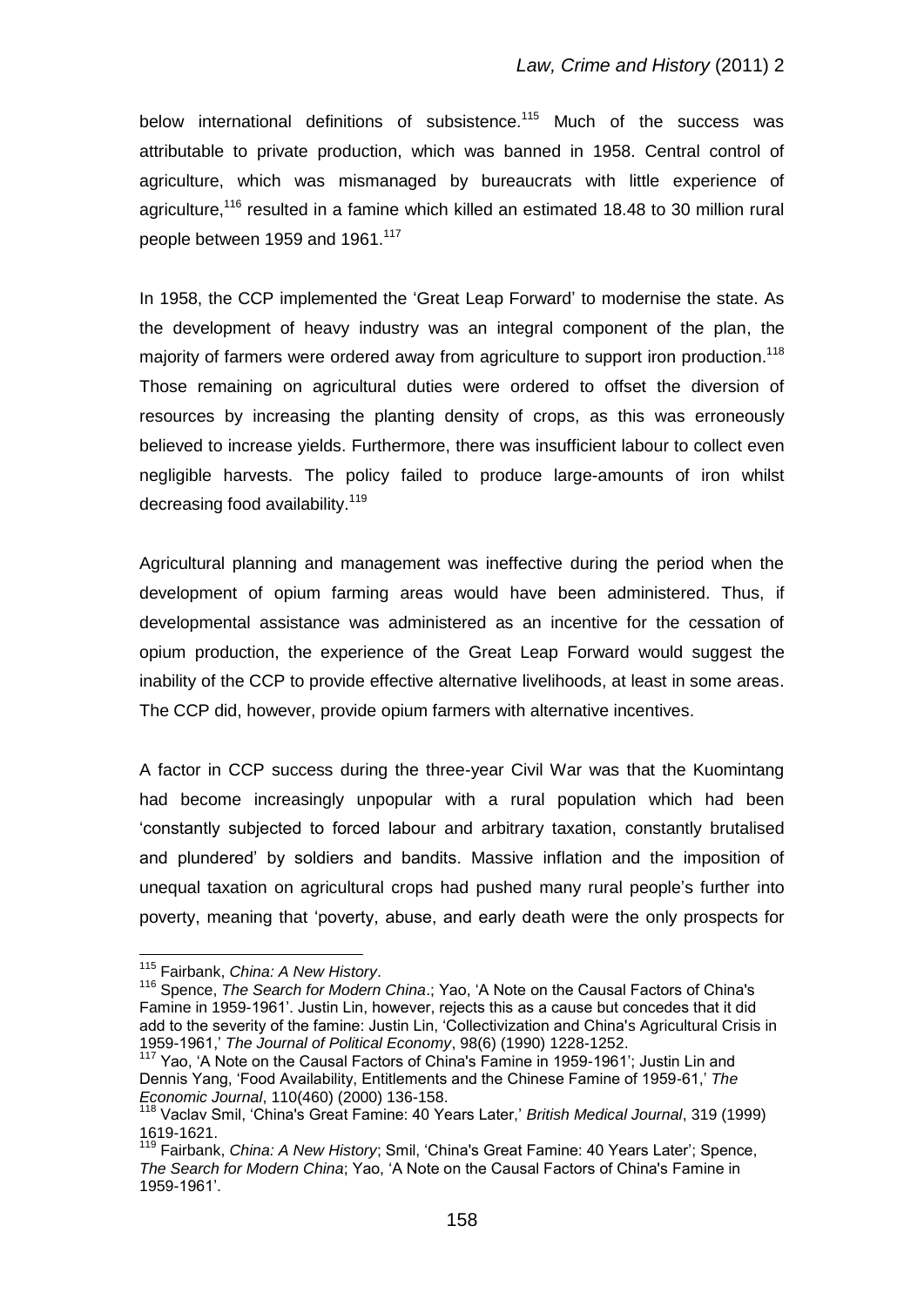below international definitions of subsistence.[115] Much of the success was attributable to private production, which was banned in 1958. Central control of agriculture, which was mismanaged by bureaucrats with little experience of agriculture,[116] resulted in a famine which killed an estimated 18.48 to 30 million rural people between 1959 and 1961.[117]

In 1958, the CCP implemented the 'Great Leap Forward' to modernise the state. As the development of heavy industry was an integral component of the plan, the majority of farmers were ordered away from agriculture to support iron production.[118] Those remaining on agricultural duties were ordered to offset the diversion of resources by increasing the planting density of crops, as this was erroneously believed to increase yields. Furthermore, there was insufficient labour to collect even negligible harvests. The policy failed to produce large-amounts of iron whilst decreasing food availability.[119]

Agricultural planning and management was ineffective during the period when the development of opium farming areas would have been administered. Thus, if developmental assistance was administered as an incentive for the cessation of opium production, the experience of the Great Leap Forward would suggest the inability of the CCP to provide effective alternative livelihoods, at least in some areas. The CCP did, however, provide opium farmers with alternative incentives.

A factor in CCP success during the three-year Civil War was that the Kuomintang had become increasingly unpopular with a rural population which had been 'constantly subjected to forced labour and arbitrary taxation, constantly brutalised and plundered' by soldiers and bandits. Massive inflation and the imposition of unequal taxation on agricultural crops had pushed many rural people's further into poverty, meaning that 'poverty, abuse, and early death were the only prospects for

---

[115] Fairbank, *China: A New History*.

[116] Spence, *The Search for Modern China*.; Yao, 'A Note on the Causal Factors of China's Famine in 1959-1961'. Justin Lin, however, rejects this as a cause but concedes that it did add to the severity of the famine: Justin Lin, 'Collectivization and China's Agricultural Crisis in 1959-1961,' *The Journal of Political Economy*, 98(6) (1990) 1228-1252.

[117] Yao, 'A Note on the Causal Factors of China's Famine in 1959-1961'; Justin Lin and Dennis Yang, 'Food Availability, Entitlements and the Chinese Famine of 1959-61,' *The Economic Journal*, 110(460) (2000) 136-158.

[118] Vaclav Smil, 'China's Great Famine: 40 Years Later,' *British Medical Journal*, 319 (1999) 1619-1621.

[119] Fairbank, *China: A New History*; Smil, 'China's Great Famine: 40 Years Later'; Spence, *The Search for Modern China*; Yao, 'A Note on the Causal Factors of China's Famine in 1959-1961'.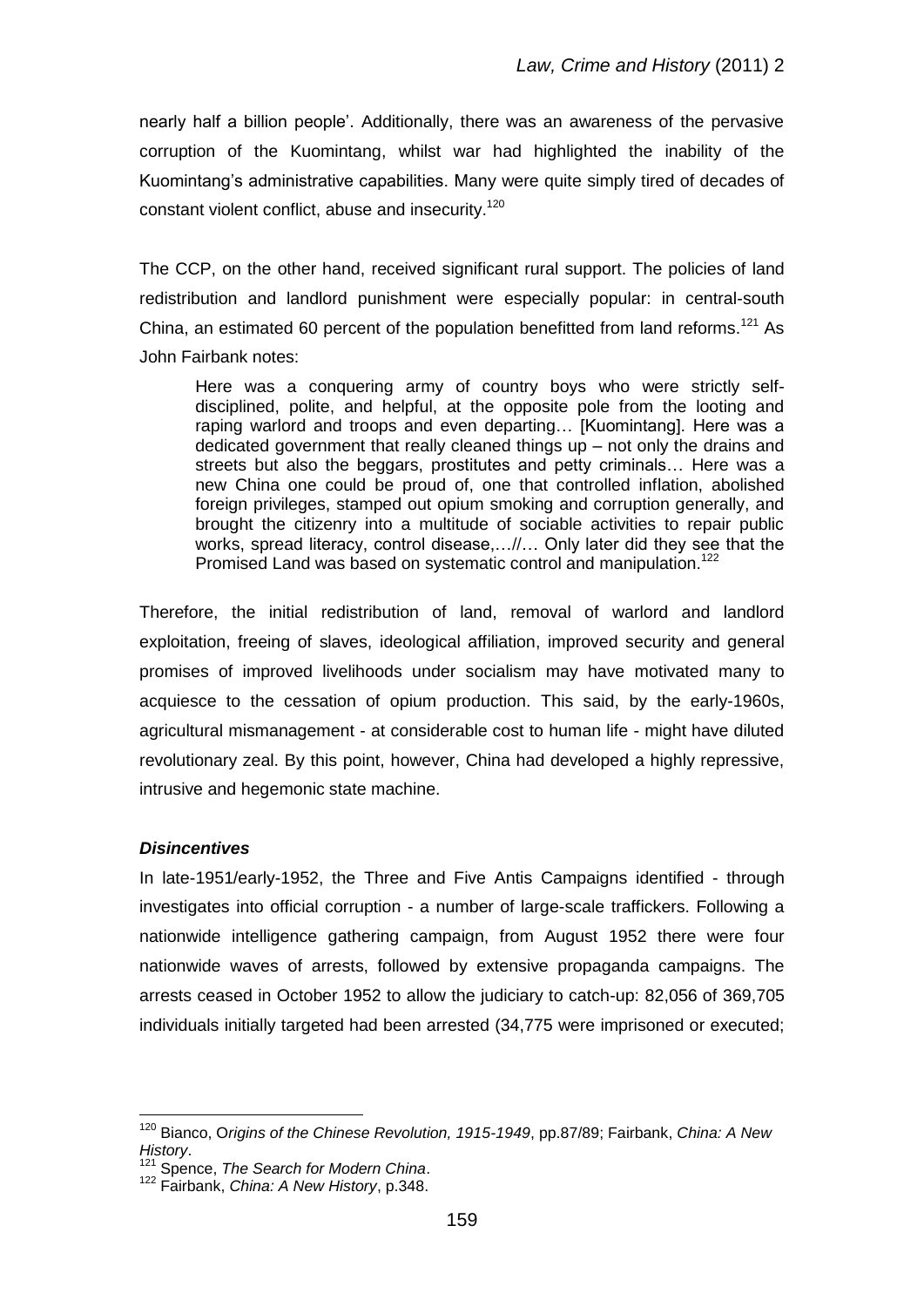nearly half a billion people'. Additionally, there was an awareness of the pervasive corruption of the Kuomintang, whilst war had highlighted the inability of the Kuomintang's administrative capabilities. Many were quite simply tired of decades of constant violent conflict, abuse and insecurity.[120]

The CCP, on the other hand, received significant rural support. The policies of land redistribution and landlord punishment were especially popular: in central-south China, an estimated 60 percent of the population benefitted from land reforms.[121] As John Fairbank notes:

> Here was a conquering army of country boys who were strictly self-disciplined, polite, and helpful, at the opposite pole from the looting and raping warlord and troops and even departing… [Kuomintang]. Here was a dedicated government that really cleaned things up – not only the drains and streets but also the beggars, prostitutes and petty criminals… Here was a new China one could be proud of, one that controlled inflation, abolished foreign privileges, stamped out opium smoking and corruption generally, and brought the citizenry into a multitude of sociable activities to repair public works, spread literacy, control disease,…//… Only later did they see that the Promised Land was based on systematic control and manipulation.[122]

Therefore, the initial redistribution of land, removal of warlord and landlord exploitation, freeing of slaves, ideological affiliation, improved security and general promises of improved livelihoods under socialism may have motivated many to acquiesce to the cessation of opium production. This said, by the early-1960s, agricultural mismanagement - at considerable cost to human life - might have diluted revolutionary zeal. By this point, however, China had developed a highly repressive, intrusive and hegemonic state machine.

### *Disincentives*

In late-1951/early-1952, the Three and Five Antis Campaigns identified - through investigates into official corruption - a number of large-scale traffickers. Following a nationwide intelligence gathering campaign, from August 1952 there were four nationwide waves of arrests, followed by extensive propaganda campaigns. The arrests ceased in October 1952 to allow the judiciary to catch-up: 82,056 of 369,705 individuals initially targeted had been arrested (34,775 were imprisoned or executed;

---

[120] Bianco, *Origins of the Chinese Revolution, 1915-1949*, pp.87/89; Fairbank, *China: A New History*.

[121] Spence, *The Search for Modern China*.

[122] Fairbank, *China: A New History*, p.348.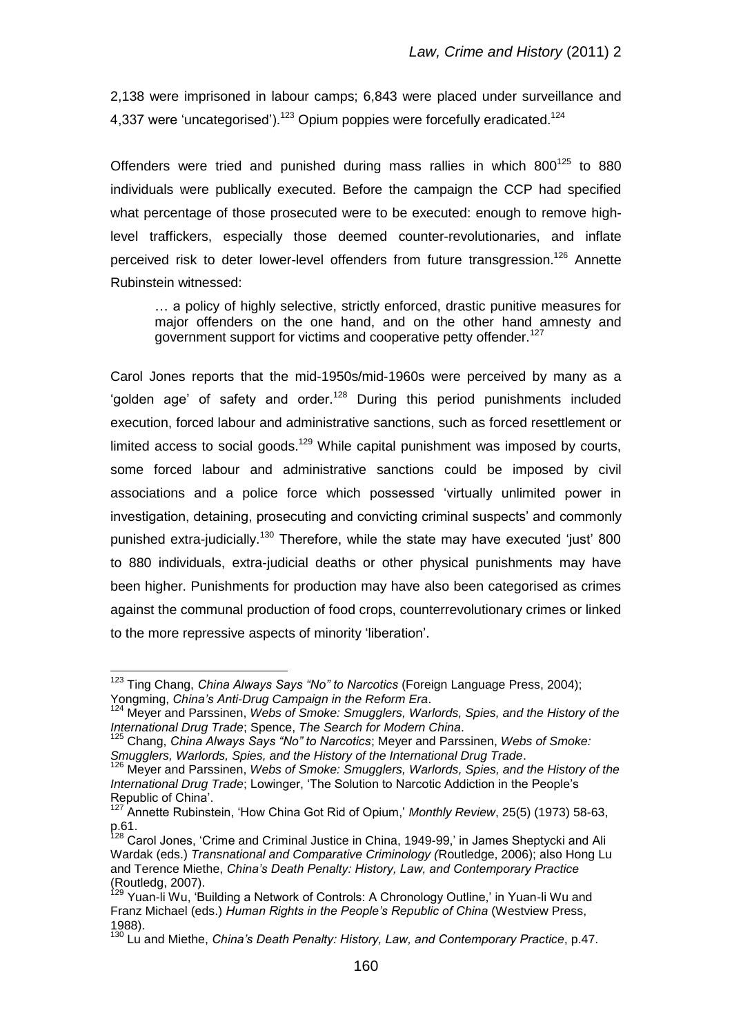2,138 were imprisoned in labour camps; 6,843 were placed under surveillance and 4,337 were 'uncategorised').[123] Opium poppies were forcefully eradicated.[124]

Offenders were tried and punished during mass rallies in which 800[125] to 880 individuals were publically executed. Before the campaign the CCP had specified what percentage of those prosecuted were to be executed: enough to remove high-level traffickers, especially those deemed counter-revolutionaries, and inflate perceived risk to deter lower-level offenders from future transgression.[126] Annette Rubinstein witnessed:

> … a policy of highly selective, strictly enforced, drastic punitive measures for major offenders on the one hand, and on the other hand amnesty and government support for victims and cooperative petty offender.[127]

Carol Jones reports that the mid-1950s/mid-1960s were perceived by many as a 'golden age' of safety and order.[128] During this period punishments included execution, forced labour and administrative sanctions, such as forced resettlement or limited access to social goods.[129] While capital punishment was imposed by courts, some forced labour and administrative sanctions could be imposed by civil associations and a police force which possessed 'virtually unlimited power in investigation, detaining, prosecuting and convicting criminal suspects' and commonly punished extra-judicially.[130] Therefore, while the state may have executed 'just' 800 to 880 individuals, extra-judicial deaths or other physical punishments may have been higher. Punishments for production may have also been categorised as crimes against the communal production of food crops, counterrevolutionary crimes or linked to the more repressive aspects of minority 'liberation'.

---

[123] Ting Chang, *China Always Says "No" to Narcotics* (Foreign Language Press, 2004); Yongming, *China's Anti-Drug Campaign in the Reform Era*.

[124] Meyer and Parssinen, *Webs of Smoke: Smugglers, Warlords, Spies, and the History of the International Drug Trade*; Spence, *The Search for Modern China*.

[125] Chang, *China Always Says "No" to Narcotics*; Meyer and Parssinen, *Webs of Smoke: Smugglers, Warlords, Spies, and the History of the International Drug Trade*.

[126] Meyer and Parssinen, *Webs of Smoke: Smugglers, Warlords, Spies, and the History of the International Drug Trade*; Lowinger, 'The Solution to Narcotic Addiction in the People's Republic of China'.

[127] Annette Rubinstein, 'How China Got Rid of Opium,' *Monthly Review*, 25(5) (1973) 58-63, p.61.

[128] Carol Jones, 'Crime and Criminal Justice in China, 1949-99,' in James Sheptycki and Ali Wardak (eds.) *Transnational and Comparative Criminology (*Routledge, 2006); also Hong Lu and Terence Miethe, *China's Death Penalty: History, Law, and Contemporary Practice* (Routledg, 2007).

[129] Yuan-li Wu, 'Building a Network of Controls: A Chronology Outline,' in Yuan-li Wu and Franz Michael (eds.) *Human Rights in the People's Republic of China* (Westview Press, 1988).

[130] Lu and Miethe, *China's Death Penalty: History, Law, and Contemporary Practice*, p.47.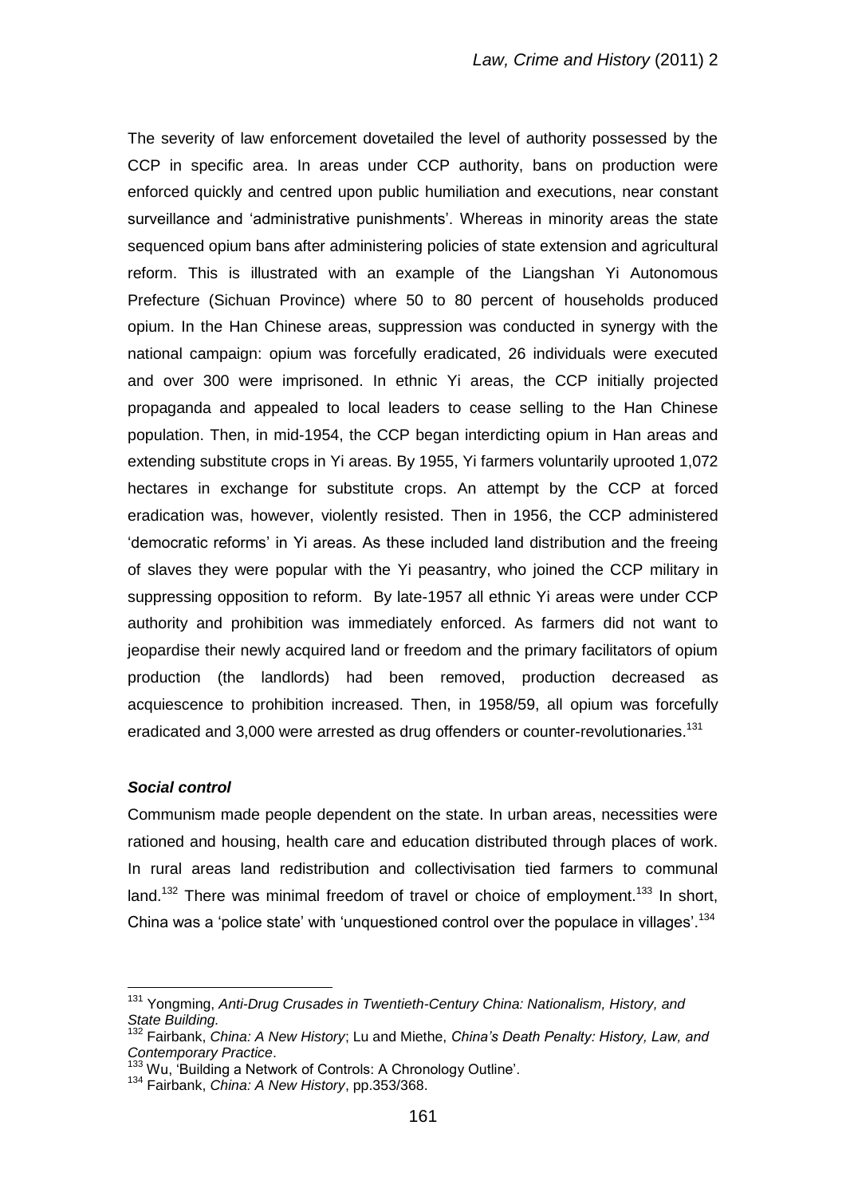The severity of law enforcement dovetailed the level of authority possessed by the CCP in specific area. In areas under CCP authority, bans on production were enforced quickly and centred upon public humiliation and executions, near constant surveillance and 'administrative punishments'. Whereas in minority areas the state sequenced opium bans after administering policies of state extension and agricultural reform. This is illustrated with an example of the Liangshan Yi Autonomous Prefecture (Sichuan Province) where 50 to 80 percent of households produced opium. In the Han Chinese areas, suppression was conducted in synergy with the national campaign: opium was forcefully eradicated, 26 individuals were executed and over 300 were imprisoned. In ethnic Yi areas, the CCP initially projected propaganda and appealed to local leaders to cease selling to the Han Chinese population. Then, in mid-1954, the CCP began interdicting opium in Han areas and extending substitute crops in Yi areas. By 1955, Yi farmers voluntarily uprooted 1,072 hectares in exchange for substitute crops. An attempt by the CCP at forced eradication was, however, violently resisted. Then in 1956, the CCP administered 'democratic reforms' in Yi areas. As these included land distribution and the freeing of slaves they were popular with the Yi peasantry, who joined the CCP military in suppressing opposition to reform. By late-1957 all ethnic Yi areas were under CCP authority and prohibition was immediately enforced. As farmers did not want to jeopardise their newly acquired land or freedom and the primary facilitators of opium production (the landlords) had been removed, production decreased as acquiescence to prohibition increased. Then, in 1958/59, all opium was forcefully eradicated and 3,000 were arrested as drug offenders or counter-revolutionaries.[131]

### *Social control*

Communism made people dependent on the state. In urban areas, necessities were rationed and housing, health care and education distributed through places of work. In rural areas land redistribution and collectivisation tied farmers to communal land.[132] There was minimal freedom of travel or choice of employment.[133] In short, China was a 'police state' with 'unquestioned control over the populace in villages'.[134]

---

[131] Yongming, *Anti-Drug Crusades in Twentieth-Century China: Nationalism, History, and State Building.*

[132] Fairbank, *China: A New History*; Lu and Miethe, *China's Death Penalty: History, Law, and Contemporary Practice*.

[133] Wu, 'Building a Network of Controls: A Chronology Outline'.

[134] Fairbank, *China: A New History*, pp.353/368.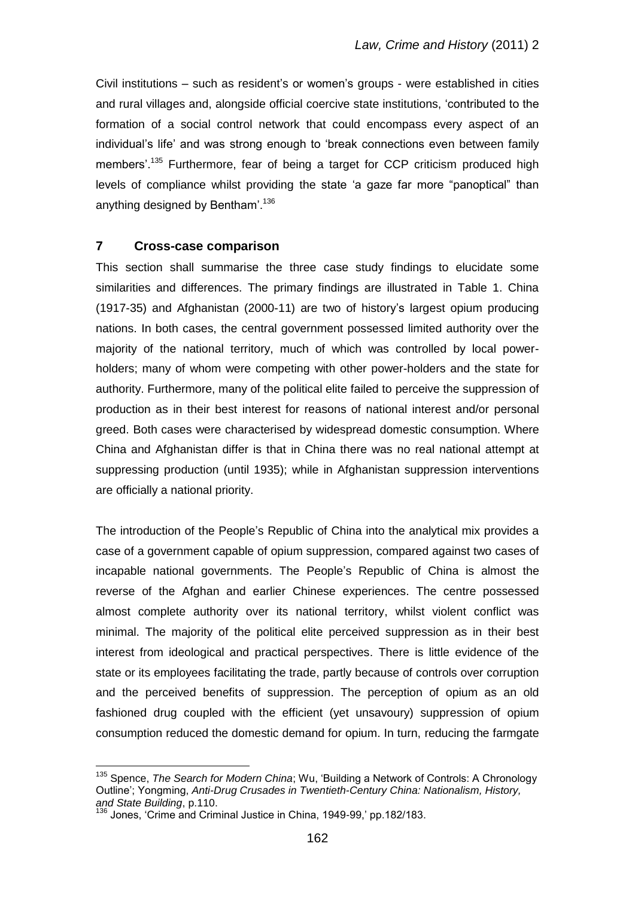Civil institutions – such as resident's or women's groups - were established in cities and rural villages and, alongside official coercive state institutions, 'contributed to the formation of a social control network that could encompass every aspect of an individual's life' and was strong enough to 'break connections even between family members'.[135] Furthermore, fear of being a target for CCP criticism produced high levels of compliance whilst providing the state 'a gaze far more "panoptical" than anything designed by Bentham'.[136]

## 7 Cross-case comparison

This section shall summarise the three case study findings to elucidate some similarities and differences. The primary findings are illustrated in Table 1. China (1917-35) and Afghanistan (2000-11) are two of history's largest opium producing nations. In both cases, the central government possessed limited authority over the majority of the national territory, much of which was controlled by local power-holders; many of whom were competing with other power-holders and the state for authority. Furthermore, many of the political elite failed to perceive the suppression of production as in their best interest for reasons of national interest and/or personal greed. Both cases were characterised by widespread domestic consumption. Where China and Afghanistan differ is that in China there was no real national attempt at suppressing production (until 1935); while in Afghanistan suppression interventions are officially a national priority.

The introduction of the People's Republic of China into the analytical mix provides a case of a government capable of opium suppression, compared against two cases of incapable national governments. The People's Republic of China is almost the reverse of the Afghan and earlier Chinese experiences. The centre possessed almost complete authority over its national territory, whilst violent conflict was minimal. The majority of the political elite perceived suppression as in their best interest from ideological and practical perspectives. There is little evidence of the state or its employees facilitating the trade, partly because of controls over corruption and the perceived benefits of suppression. The perception of opium as an old fashioned drug coupled with the efficient (yet unsavoury) suppression of opium consumption reduced the domestic demand for opium. In turn, reducing the farmgate

---

[135] Spence, *The Search for Modern China*; Wu, 'Building a Network of Controls: A Chronology Outline'; Yongming, *Anti-Drug Crusades in Twentieth-Century China: Nationalism, History, and State Building*, p.110.

[136] Jones, 'Crime and Criminal Justice in China, 1949-99,' pp.182/183.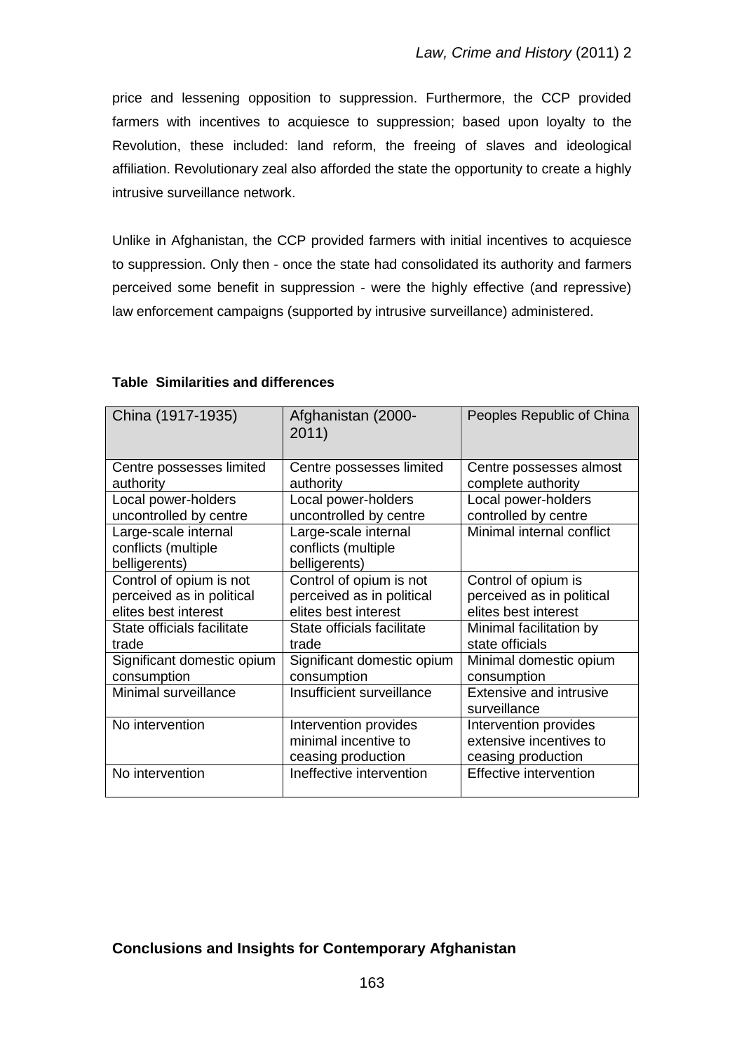price and lessening opposition to suppression. Furthermore, the CCP provided farmers with incentives to acquiesce to suppression; based upon loyalty to the Revolution, these included: land reform, the freeing of slaves and ideological affiliation. Revolutionary zeal also afforded the state the opportunity to create a highly intrusive surveillance network.

Unlike in Afghanistan, the CCP provided farmers with initial incentives to acquiesce to suppression. Only then - once the state had consolidated its authority and farmers perceived some benefit in suppression - were the highly effective (and repressive) law enforcement campaigns (supported by intrusive surveillance) administered.

**Table Similarities and differences**

| China (1917-1935) | Afghanistan (2000-2011) | Peoples Republic of China |
|---|---|---|
| Centre possesses limited authority | Centre possesses limited authority | Centre possesses almost complete authority |
| Local power-holders uncontrolled by centre | Local power-holders uncontrolled by centre | Local power-holders controlled by centre |
| Large-scale internal conflicts (multiple belligerents) | Large-scale internal conflicts (multiple belligerents) | Minimal internal conflict |
| Control of opium is not perceived as in political elites best interest | Control of opium is not perceived as in political elites best interest | Control of opium is perceived as in political elites best interest |
| State officials facilitate trade | State officials facilitate trade | Minimal facilitation by state officials |
| Significant domestic opium consumption | Significant domestic opium consumption | Minimal domestic opium consumption |
| Minimal surveillance | Insufficient surveillance | Extensive and intrusive surveillance |
| No intervention | Intervention provides minimal incentive to ceasing production | Intervention provides extensive incentives to ceasing production |
| No intervention | Ineffective intervention | Effective intervention |

## Conclusions and Insights for Contemporary Afghanistan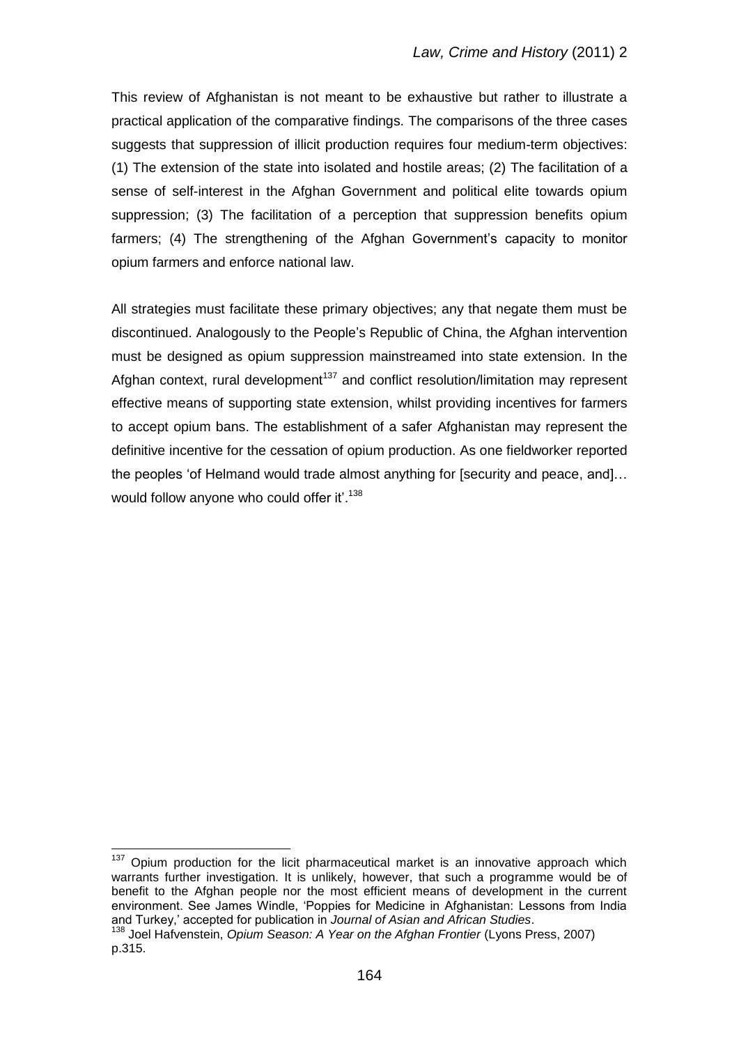This review of Afghanistan is not meant to be exhaustive but rather to illustrate a practical application of the comparative findings. The comparisons of the three cases suggests that suppression of illicit production requires four medium-term objectives: (1) The extension of the state into isolated and hostile areas; (2) The facilitation of a sense of self-interest in the Afghan Government and political elite towards opium suppression; (3) The facilitation of a perception that suppression benefits opium farmers; (4) The strengthening of the Afghan Government's capacity to monitor opium farmers and enforce national law.

All strategies must facilitate these primary objectives; any that negate them must be discontinued. Analogously to the People's Republic of China, the Afghan intervention must be designed as opium suppression mainstreamed into state extension. In the Afghan context, rural development[137] and conflict resolution/limitation may represent effective means of supporting state extension, whilst providing incentives for farmers to accept opium bans. The establishment of a safer Afghanistan may represent the definitive incentive for the cessation of opium production. As one fieldworker reported the peoples 'of Helmand would trade almost anything for [security and peace, and]… would follow anyone who could offer it'.[138]

---

[137] Opium production for the licit pharmaceutical market is an innovative approach which warrants further investigation. It is unlikely, however, that such a programme would be of benefit to the Afghan people nor the most efficient means of development in the current environment. See James Windle, 'Poppies for Medicine in Afghanistan: Lessons from India and Turkey,' accepted for publication in *Journal of Asian and African Studies*.

[138] Joel Hafvenstein, *Opium Season: A Year on the Afghan Frontier* (Lyons Press, 2007) p.315.